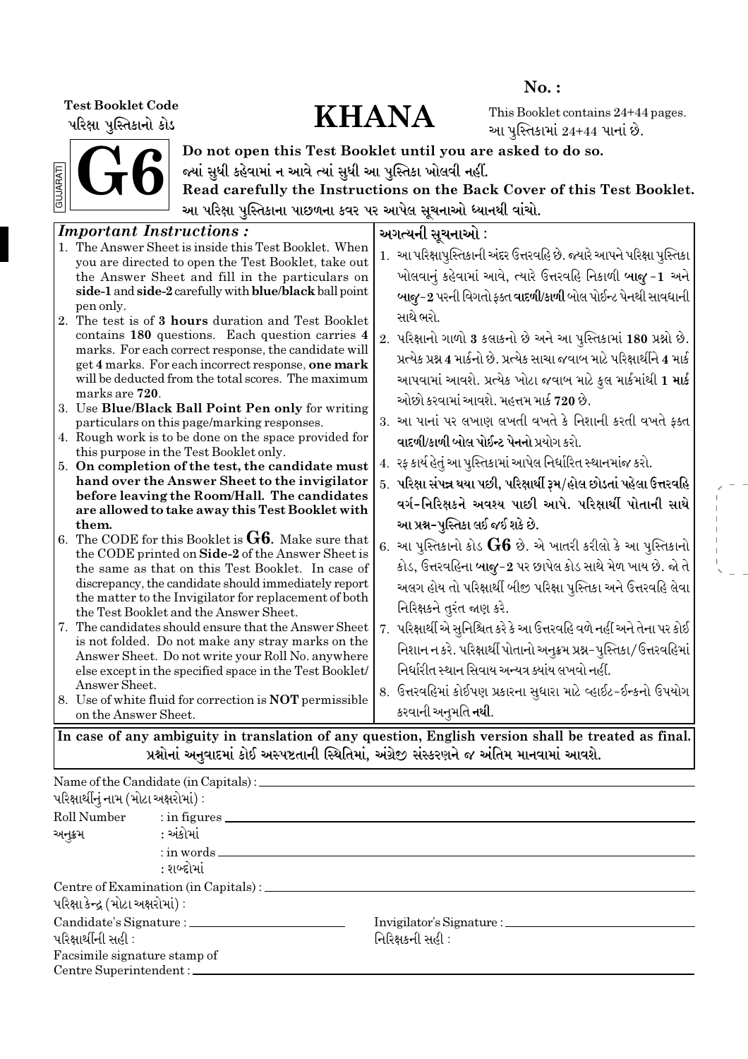**No. :**

**Test Booklet Code**
પરિક્ષા પુસ્તિકાનો કોડ

# KHANA

This Booklet contains 24+44 pages.
આ પુસ્તિકામાં 24+44 પાનાં છે.

# G6

GUJARATI

**Do not open this Test Booklet until you are asked to do so.**
**જ્યાં સુધી કહેવામાં ન આવે ત્યાં સુધી આ પુસ્તિકા ખોલવી નહીં.**
**Read carefully the Instructions on the Back Cover of this Test Booklet.**
**આ પરિક્ષા પુસ્તિકાના પાછળના કવર પર આપેલ સૂચનાઓ ધ્યાનથી વાંચો.**

***Important Instructions :***

1. The Answer Sheet is inside this Test Booklet. When you are directed to open the Test Booklet, take out the Answer Sheet and fill in the particulars on **side-1** and **side-2** carefully with **blue/black** ball point pen only.
2. The test is of **3 hours** duration and Test Booklet contains **180** questions. Each question carries **4** marks. For each correct response, the candidate will get **4** marks. For each incorrect response, **one mark** will be deducted from the total scores. The maximum marks are **720**.
3. Use **Blue/Black Ball Point Pen only** for writing particulars on this page/marking responses.
4. Rough work is to be done on the space provided for this purpose in the Test Booklet only.
5. **On completion of the test, the candidate must hand over the Answer Sheet to the invigilator before leaving the Room/Hall. The candidates are allowed to take away this Test Booklet with them.**
6. The CODE for this Booklet is **G6**. Make sure that the CODE printed on **Side-2** of the Answer Sheet is the same as that on this Test Booklet. In case of discrepancy, the candidate should immediately report the matter to the Invigilator for replacement of both the Test Booklet and the Answer Sheet.
7. The candidates should ensure that the Answer Sheet is not folded. Do not make any stray marks on the Answer Sheet. Do not write your Roll No. anywhere else except in the specified space in the Test Booklet/ Answer Sheet.
8. Use of white fluid for correction is **NOT** permissible on the Answer Sheet.

**અગત્યની સૂચનાઓ :**

1. આ પરિક્ષાપુસ્તિકાની અંદર ઉત્તરવહિ છે. જ્યારે આપને પરિક્ષા પુસ્તિકા ખોલવાનું કહેવામાં આવે, ત્યારે ઉત્તરવહિ નિકાળી **બાજુ-1** અને **બાજુ-2** પરની વિગતો ફક્ત **વાદળી/કાળી** બોલ પોઈન્ટ પેનથી સાવધાની સાથે ભરો.
2. પરિક્ષાનો ગાળો **3** કલાકનો છે અને આ પુસ્તિકામાં **180** પ્રશ્નો છે. પ્રત્યેક પ્રશ્ન **4** માર્કનો છે. પ્રત્યેક સાચા જવાબ માટે પરિક્ષાર્થીને **4** માર્ક આપવામાં આવશે. પ્રત્યેક ખોટા જવાબ માટે કુલ માર્કમાંથી **1 માર્ક** ઓછો કરવામાં આવશે. મહત્તમ માર્ક **720** છે.
3. આ પાનાં પર લખાણ લખતી વખતે કે નિશાની કરતી વખતે ફક્ત **વાદળી/કાળી બોલ પોઈન્ટ પેનનો** પ્રયોગ કરો.
4. રફ કાર્ય હેતું આ પુસ્તિકામાં આપેલ નિર્ધારિત સ્થાનમાંજ કરો.
5. **પરિક્ષા સંપન્ન થયા પછી, પરિક્ષાર્થી રૂમ/હોલ છોડતાં પહેલા ઉત્તરવહિ વર્ગ-નિરિક્ષકને અવશ્ય પાછી આપે. પરિક્ષાર્થી પોતાની સાથે આ પ્રશ્ન-પુસ્તિકા લઈ જઈ શકે છે.**
6. આ પુસ્તિકાનો કોડ **G6** છે. એ ખાતરી કરીલો કે આ પુસ્તિકાનો કોડ, ઉત્તરવહિના **બાજુ-2** પર છાપેલ કોડ સાથે મેળ ખાય છે. જો તે અલગ હોય તો પરિક્ષાર્થી બીજી પરિક્ષા પુસ્તિકા અને ઉત્તરવહિ લેવા નિરિક્ષકને તુરંત જાણ કરે.
7. પરિક્ષાર્થીએ સુનિશ્ચિત કરે કે આ ઉત્તરવહિ વળે નહીં અને તેના પર કોઈ નિશાન ન કરે. પરિક્ષાર્થી પોતાનો અનુક્રમ પ્રશ્ન-પુસ્તિકા/ઉત્તરવહિમાં નિર્ધારીત સ્થાન સિવાય અન્યત્ર ક્યાંય લખવો નહીં.
8. ઉત્તરવહિમાં કોઈપણ પ્રકારના સુધારા માટે વ્હાઈટ-ઈન્કનો ઉપયોગ કરવાની અનુમતિ **નથી**.

**In case of any ambiguity in translation of any question, English version shall be treated as final.**
**પ્રશ્નોનાં અનુવાદમાં કોઈ અસ્પષ્ટતાની સ્થિતિમાં, અંગ્રેજી સંસ્કરણને જ અંતિમ માનવામાં આવશે.**

Name of the Candidate (in Capitals) :
પરિક્ષાર્થીનું નામ (મોટા અક્ષરોમાં) :

Roll Number : in figures
અનુક્રમ : અંકોમાં
: in words
: શબ્દોમાં

Centre of Examination (in Capitals) :
પરિક્ષા કેન્દ્ર (મોટા અક્ષરોમાં) :

Candidate's Signature :
પરિક્ષાર્થીની સહી :

Invigilator's Signature :
નિરિક્ષકની સહી :

Facsimile signature stamp of
Centre Superintendent :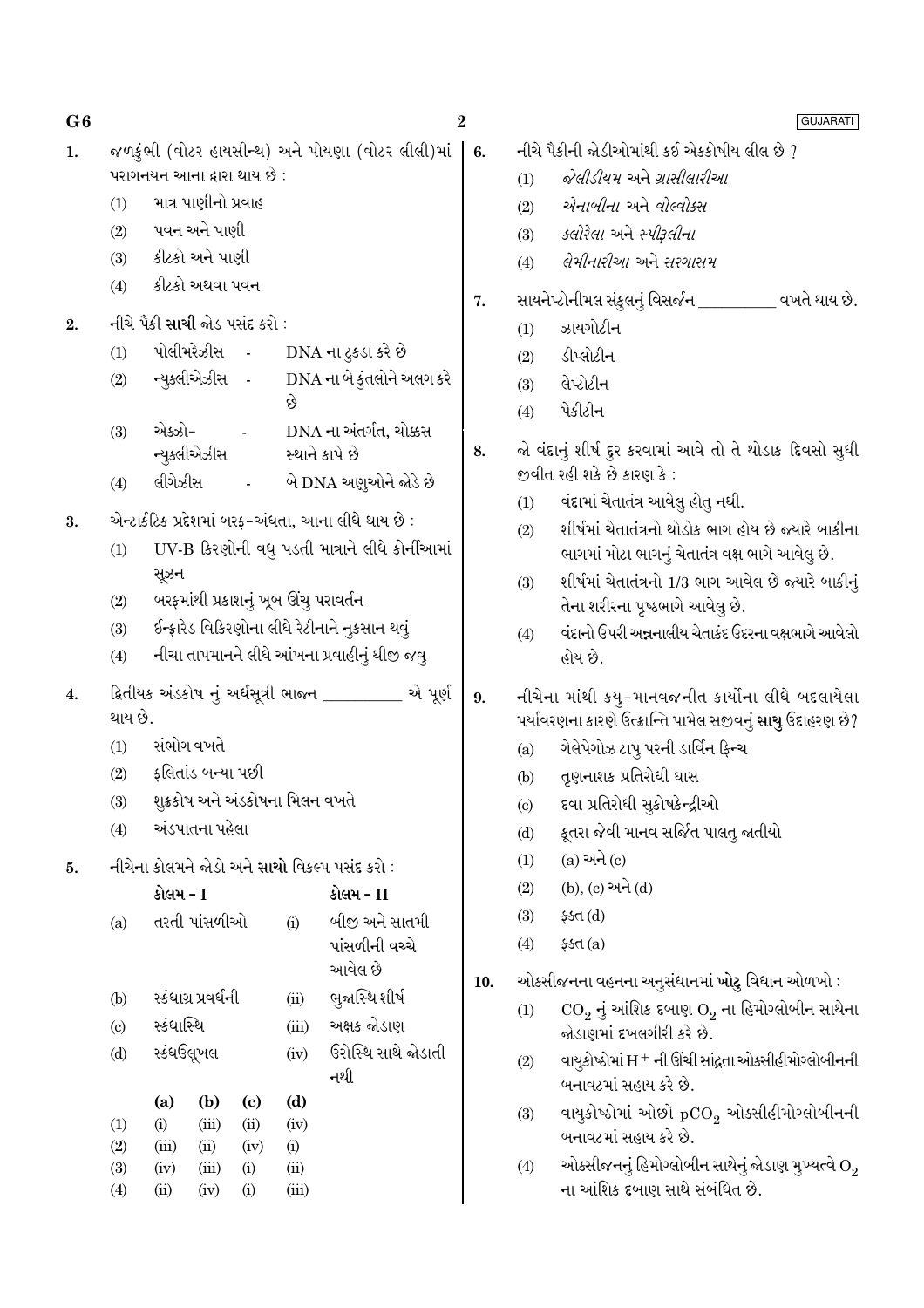1. જળકુંભી (વોટર હાયસીન્થ) અને પોયણા (વોટર લીલી)માં પરાગનયન આના દ્વારા થાય છે :
   (1) માત્ર પાણીનો પ્રવાહ
   (2) પવન અને પાણી
   (3) કીટકો અને પાણી
   (4) કીટકો અથવા પવન

2. નીચે પૈકી **સાચી** જોડ પસંદ કરો :
   (1) પોલીમરેઝીસ - DNA ના ટુકડા કરે છે
   (2) ન્યુક્લીએઝીસ - DNA ના બે કુંતલોને અલગ કરે છે
   (3) એક્ઝો-ન્યુક્લીએઝીસ - DNA ના અંતર્ગત, ચોક્કસ સ્થાને કાપે છે
   (4) લીગેઝીસ - બે DNA અણુઓને જોડે છે

3. એન્ટાર્કટિક પ્રદેશમાં બરફ-અંધતા, આના લીધે થાય છે :
   (1) UV-B કિરણોની વધુ પડતી માત્રાને લીધે કોર્નીઆમાં સૂઝન
   (2) બરફમાંથી પ્રકાશનું ખૂબ ઊંચુ પરાવર્તન
   (3) ઈન્ફ્રારેડ વિકિરણોના લીધે રેટીનાને નુકસાન થવું
   (4) નીચા તાપમાનને લીધે આંખના પ્રવાહીનું થીજી જવુ

4. દ્વિતીયક અંડકોષ નું અર્ધસૂત્રી ભાજન __________ એ પૂર્ણ થાય છે.
   (1) સંભોગ વખતે
   (2) ફલિતાંડ બન્યા પછી
   (3) શુક્રકોષ અને અંડકોષના મિલન વખતે
   (4) અંડપાતના પહેલા

5. નીચેના કોલમને જોડો અને **સાચો** વિકલ્પ પસંદ કરો :

| | કોલમ - I | | કોલમ - II |
|---|---|---|---|
| (a) | તરતી પાંસળીઓ | (i) | બીજી અને સાતમી પાંસળીની વચ્ચે આવેલ છે |
| (b) | સ્કંધાગ્ર પ્રવર્ધની | (ii) | ભુજાસ્થિ શીર્ષ |
| (c) | સ્કંધાસ્થિ | (iii) | અક્ષક જોડાણ |
| (d) | સ્કંધઉલૂખલ | (iv) | ઉરોસ્થિ સાથે જોડાતી નથી |

| | (a) | (b) | (c) | (d) |
|---|---|---|---|---|
| (1) | (i) | (iii) | (ii) | (iv) |
| (2) | (iii) | (ii) | (iv) | (i) |
| (3) | (iv) | (iii) | (i) | (ii) |
| (4) | (ii) | (iv) | (i) | (iii) |

6. નીચે પૈકીની જોડીઓમાંથી કઈ એકકોષીય લીલ છે ?
   (1) *જેલીડીયમ* અને *ગ્રાસીલારીઆ*
   (2) *એનાબીના* અને *વોલ્વોક્સ*
   (3) *ક્લોરેલા* અને *સ્પીરૂલીના*
   (4) *લેમીનારીઆ* અને *સરગાસમ*

7. સાયનેપ્ટોનીમલ સંકુલનું વિસર્જન __________ વખતે થાય છે.
   (1) ઝાયગોટીન
   (2) ડીપ્લોટીન
   (3) લેપ્ટોટીન
   (4) પેકીટીન

8. જો વંદાનું શીર્ષ દુર કરવામાં આવે તો તે થોડાક દિવસો સુધી જીવીત રહી શકે છે કારણ કે :
   (1) વંદામાં ચેતાતંત્ર આવેલુ હોતુ નથી.
   (2) શીર્ષમાં ચેતાતંત્રનો થોડોક ભાગ હોય છે જ્યારે બાકીના ભાગમાં મોટા ભાગનું ચેતાતંત્ર વક્ષ ભાગે આવેલુ છે.
   (3) શીર્ષમાં ચેતાતંત્રનો 1/3 ભાગ આવેલ છે જ્યારે બાકીનું તેના શરીરના પૃષ્ઠભાગે આવેલુ છે.
   (4) વંદાનો ઉપરી અન્નનાલીય ચેતાકંદ ઉદરના વક્ષભાગે આવેલો હોય છે.

9. નીચેના માંથી કયુ-માનવજનીત કાર્યોના લીધે બદલાયેલા પર્યાવરણના કારણે ઉત્ક્રાન્તિ પામેલ સજીવનું **સાચુ** ઉદાહરણ છે?
   (a) ગેલેપેગોઝ ટાપુ પરની ડાર્વિન ફિન્ચ
   (b) તૃણનાશક પ્રતિરોધી ઘાસ
   (c) દવા પ્રતિરોધી સુકોષકેન્દ્રીઓ
   (d) કૂતરા જેવી માનવ સર્જિત પાલતુ જાતીયો
   (1) (a) અને (c)
   (2) (b), (c) અને (d)
   (3) ફક્ત (d)
   (4) ફક્ત (a)

10. ઓક્સીજનના વહનના અનુસંધાનમાં **ખોટુ** વિધાન ઓળખો :
    (1) $CO_2$ નું આંશિક દબાણ $O_2$ ના હિમોગ્લોબીન સાથેના જોડાણમાં દખલગીરી કરે છે.
    (2) વાયુકોષ્ઠોમાં $H^+$ ની ઊંચી સાંદ્રતા ઓક્સીહીમોગ્લોબીનની બનાવટમાં સહાય કરે છે.
    (3) વાયુકોષ્ઠોમાં ઓછો $pCO_2$ ઓક્સીહીમોગ્લોબીનની બનાવટમાં સહાય કરે છે.
    (4) ઓક્સીજનનું હિમોગ્લોબીન સાથેનું જોડાણ મુખ્યત્વે $O_2$ ના આંશિક દબાણ સાથે સંબંધિત છે.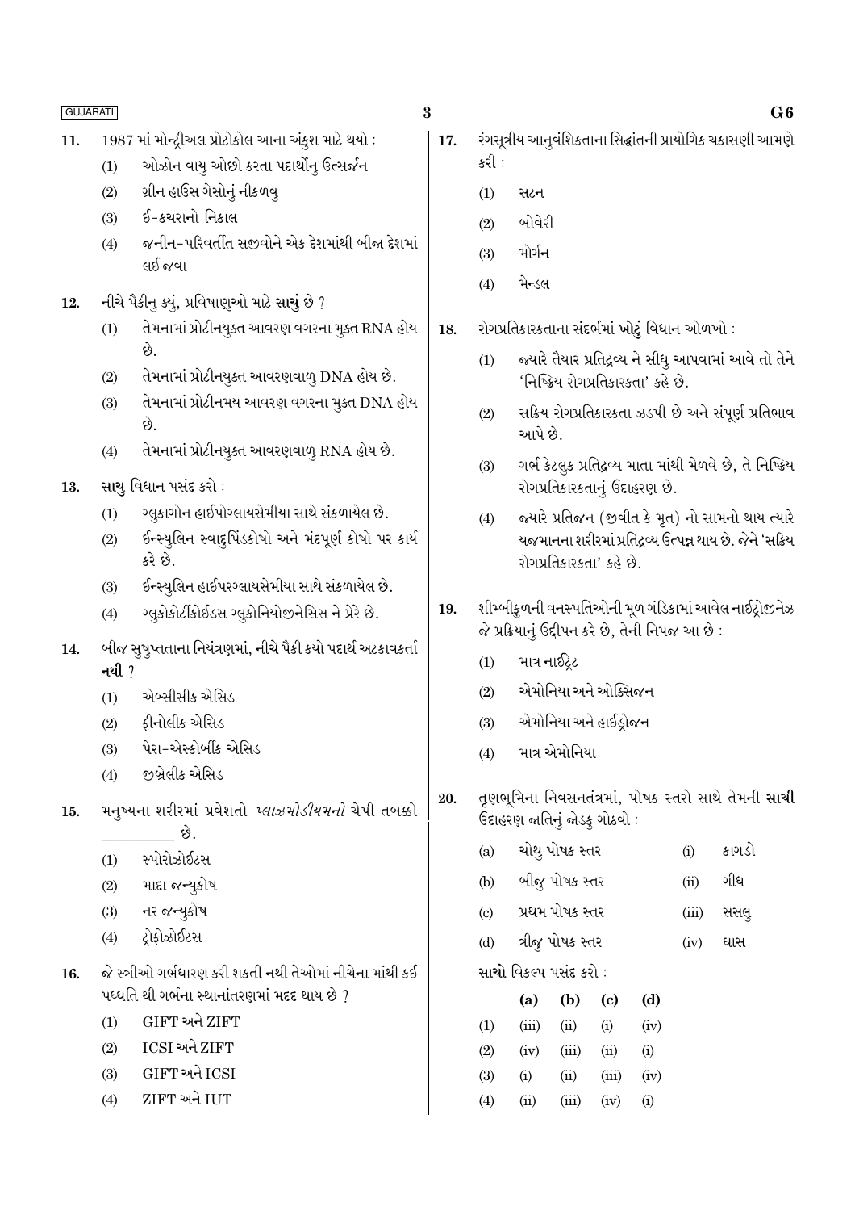11. 1987 માં મોન્ટ્રીઅલ પ્રોટોકોલ આના અંકુશ માટે થયો :
    (1) ઓઝોન વાયુ ઓછો કરતા પદાર્થોનુ ઉત્સર્જન
    (2) ગ્રીન હાઉસ ગેસોનું નીકળવુ
    (3) ઈ-કચરાનો નિકાલ
    (4) જનીન-પરિવર્તીત સજીવોને એક દેશમાંથી બીજા દેશમાં લઈ જવા

12. નીચે પૈકીનુ કયું, પ્રવિષાણુઓ માટે **સાચું** છે ?
    (1) તેમનામાં પ્રોટીનયુક્ત આવરણ વગરના મુક્ત RNA હોય છે.
    (2) તેમનામાં પ્રોટીનયુક્ત આવરણવાળુ DNA હોય છે.
    (3) તેમનામાં પ્રોટીનમય આવરણ વગરના મુક્ત DNA હોય છે.
    (4) તેમનામાં પ્રોટીનયુક્ત આવરણવાળુ RNA હોય છે.

13. **સાચુ** વિધાન પસંદ કરો :
    (1) ગ્લુકાગોન હાઈપોગ્લાયસેમીયા સાથે સંકળાયેલ છે.
    (2) ઈન્સ્યુલિન સ્વાદુપિંડકોષો અને મંદપૂર્ણ કોષો પર કાર્ય કરે છે.
    (3) ઈન્સ્યુલિન હાઈપરગ્લાયસેમીયા સાથે સંકળાયેલ છે.
    (4) ગ્લુકોકોર્ટિકોઈડ્સ ગ્લુકોનિયોજીનેસિસ ને પ્રેરે છે.

14. બીજ સુષુપ્તતાના નિયંત્રણમાં, નીચે પૈકી કયો પદાર્થ અટકાવકર્તા **નથી** ?
    (1) એબ્સીસીક એસિડ
    (2) ફીનોલીક એસિડ
    (3) પેરા-એસ્કોર્બીક એસિડ
    (4) જીબ્રેલીક એસિડ

15. મનુષ્યના શરીરમાં પ્રવેશતો *પ્લાઝમોડીયમનો* ચેપી તબક્કો __________ છે.
    (1) સ્પોરોઝોઈટસ
    (2) માદા જન્યુકોષ
    (3) નર જન્યુકોષ
    (4) ટ્રોફોઝોઈટસ

16. જે સ્ત્રીઓ ગર્ભધારણ કરી શકતી નથી તેઓમાં નીચેના માંથી કઈ પધ્ધતિ થી ગર્ભના સ્થાનાંતરણમાં મદદ થાય છે ?
    (1) GIFT અને ZIFT
    (2) ICSI અને ZIFT
    (3) GIFT અને ICSI
    (4) ZIFT અને IUT

17. રંગસૂત્રીય આનુવંશિકતાના સિદ્ધાંતની પ્રાયોગિક ચકાસણી આમણે કરી :
    (1) સટન
    (2) બોવેરી
    (3) મોર્ગન
    (4) મેન્ડલ

18. રોગપ્રતિકારકતાના સંદર્ભમાં **ખોટું** વિધાન ઓળખો :
    (1) જ્યારે તૈયાર પ્રતિદ્રવ્ય ને સીધુ આપવામાં આવે તો તેને 'નિષ્ક્રિય રોગપ્રતિકારકતા' કહે છે.
    (2) સક્રિય રોગપ્રતિકારકતા ઝડપી છે અને સંપૂર્ણ પ્રતિભાવ આપે છે.
    (3) ગર્ભ કેટલુક પ્રતિદ્રવ્ય માતા માંથી મેળવે છે, તે નિષ્ક્રિય રોગપ્રતિકારકતાનું ઉદાહરણ છે.
    (4) જ્યારે પ્રતિજન (જીવીત કે મૃત) નો સામનો થાય ત્યારે યજમાનના શરીરમાં પ્રતિદ્રવ્ય ઉત્પન્ન થાય છે. જેને 'સક્રિય રોગપ્રતિકારકતા' કહે છે.

19. શીમ્બીકુળની વનસ્પતિઓની મૂળ ગંડિકામાં આવેલ નાઈટ્રોજીનેઝ જે પ્રક્રિયાનું ઉદ્દીપન કરે છે, તેની નિપજ આ છે :
    (1) માત્ર નાઈટ્રેટ
    (2) એમોનિયા અને ઓક્સિજન
    (3) એમોનિયા અને હાઈડ્રોજન
    (4) માત્ર એમોનિયા

20. તૃણભૂમિના નિવસનતંત્રમાં, પોષક સ્તરો સાથે તેમની **સાચી** ઉદાહરણ જાતિનું જોડકુ ગોઠવો :

| | | | |
|---|---|---|---|
| (a) | ચોથુ પોષક સ્તર | (i) | કાગડો |
| (b) | બીજુ પોષક સ્તર | (ii) | ગીધ |
| (c) | પ્રથમ પોષક સ્તર | (iii) | સસલુ |
| (d) | ત્રીજુ પોષક સ્તર | (iv) | ઘાસ |

**સાચો** વિકલ્પ પસંદ કરો :

| | (a) | (b) | (c) | (d) |
|---|---|---|---|---|
| (1) | (iii) | (ii) | (i) | (iv) |
| (2) | (iv) | (iii) | (ii) | (i) |
| (3) | (i) | (ii) | (iii) | (iv) |
| (4) | (ii) | (iii) | (iv) | (i) |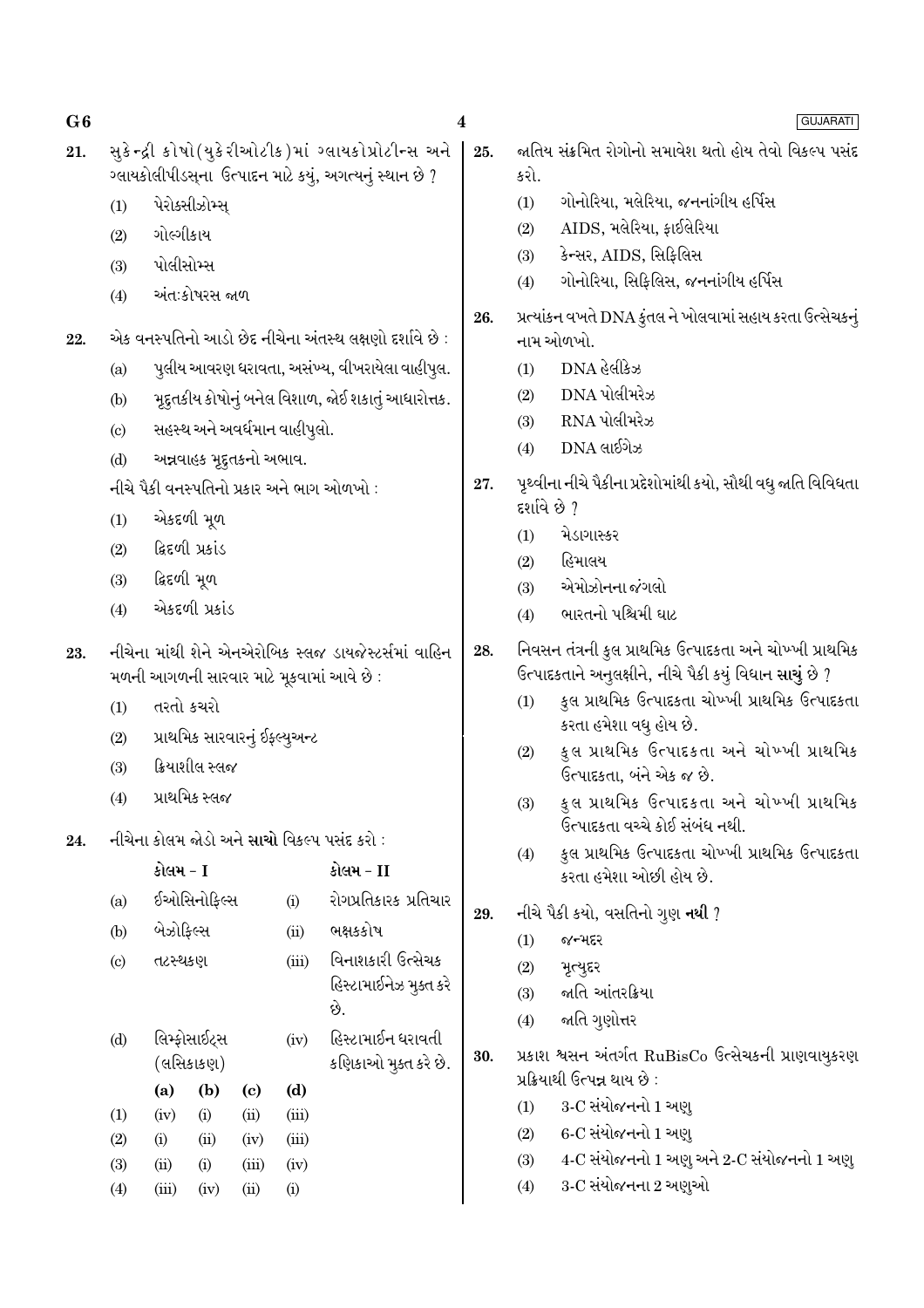21. સુકેન્દ્રી કોષો (યુકેરીઓટીક) માં ગ્લાયકોપ્રોટીન્સ અને ગ્લાયકોલીપીડસ્‌ના ઉત્પાદન માટે કયું, અગત્યનું સ્થાન છે ?

(1) પેરોક્સીઝોમ્સ્‌

(2) ગોલ્ગીકાય

(3) પોલીસોમ્સ

(4) અંત:કોષરસ જાળ

22. એક વનસ્પતિનો આડો છેદ નીચેના અંતસ્થ લક્ષણો દર્શાવે છે :

(a) પુલીય આવરણ ધરાવતા, અસંખ્ય, વીખરાયેલા વાહીપુલ.

(b) મૃદુતકીય કોષોનું બનેલ વિશાળ, જોઈ શકાતું આધારોત્તક.

(c) સહસ્થ અને અવર્ધમાન વાહીપુલો.

(d) અન્નવાહક મૃદુતકનો અભાવ.

નીચે પૈકી વનસ્પતિનો પ્રકાર અને ભાગ ઓળખો :

(1) એકદળી મૂળ

(2) દ્વિદળી પ્રકાંડ

(3) દ્વિદળી મૂળ

(4) એકદળી પ્રકાંડ

23. નીચેના માંથી શેને એનએરોબિક સ્લજ ડાયજેસ્ટર્સમાં વાહિન મળની આગળની સારવાર માટે મૂકવામાં આવે છે :

(1) તરતો કચરો

(2) પ્રાથમિક સારવારનું ઈફ્લ્યુઅન્ટ

(3) ક્રિયાશીલ સ્લજ

(4) પ્રાથમિક સ્લજ

24. નીચેના કોલમ જોડો અને **સાચો** વિકલ્પ પસંદ કરો :

| | કોલમ - I | | કોલમ - II |
|---|---|---|---|
| (a) | ઈઓસિનોફિલ્સ | (i) | રોગપ્રતિકારક પ્રતિચાર |
| (b) | બેઝોફિલ્સ | (ii) | ભક્ષકકોષ |
| (c) | તટસ્થકણ | (iii) | વિનાશકારી ઉત્સેચક હિસ્ટામાઈનેઝ મુક્ત કરે છે. |
| (d) | લિમ્ફોસાઈટ્સ (લસિકાકણ) | (iv) | હિસ્ટામાઈન ધરાવતી કણિકાઓ મુક્ત કરે છે. |

| | (a) | (b) | (c) | (d) |
|---|---|---|---|---|
| (1) | (iv) | (i) | (ii) | (iii) |
| (2) | (i) | (ii) | (iv) | (iii) |
| (3) | (ii) | (i) | (iii) | (iv) |
| (4) | (iii) | (iv) | (ii) | (i) |

25. જાતિય સંક્રમિત રોગોનો સમાવેશ થતો હોય તેવો વિકલ્પ પસંદ કરો.

(1) ગોનોરિયા, મલેરિયા, જનનાંગીય હર્પિસ

(2) AIDS, મલેરિયા, ફાઈલેરિયા

(3) કેન્સર, AIDS, સિફિલિસ

(4) ગોનોરિયા, સિફિલિસ, જનનાંગીય હર્પિસ

26. પ્રત્યાંકન વખતે DNA કુંતલ ને ખોલવામાં સહાય કરતા ઉત્સેચકનું નામ ઓળખો.

(1) DNA હેલીકેઝ

(2) DNA પોલીમરેઝ

(3) RNA પોલીમરેઝ

(4) DNA લાઈગેઝ

27. પૃથ્વીના નીચે પૈકીના પ્રદેશોમાંથી કયો, સૌથી વધુ જાતિ વિવિધતા દર્શાવે છે ?

(1) મેડાગાસ્કર

(2) હિમાલય

(3) એમેઝોનના જંગલો

(4) ભારતનો પશ્ચિમી ઘાટ

28. નિવસન તંત્રની કુલ પ્રાથમિક ઉત્પાદકતા અને ચોખ્ખી પ્રાથમિક ઉત્પાદકતાને અનુલક્ષીને, નીચે પૈકી કયું વિધાન **સાચું** છે ?

(1) કુલ પ્રાથમિક ઉત્પાદકતા ચોખ્ખી પ્રાથમિક ઉત્પાદકતા કરતા હમેશા વધુ હોય છે.

(2) કુલ પ્રાથમિક ઉત્પાદકતા અને ચોખ્ખી પ્રાથમિક ઉત્પાદકતા, બંને એક જ છે.

(3) કુલ પ્રાથમિક ઉત્પાદકતા અને ચોખ્ખી પ્રાથમિક ઉત્પાદકતા વચ્ચે કોઈ સંબંધ નથી.

(4) કુલ પ્રાથમિક ઉત્પાદકતા ચોખ્ખી પ્રાથમિક ઉત્પાદકતા કરતા હમેશા ઓછી હોય છે.

29. નીચે પૈકી કયો, વસતિનો ગુણ **નથી** ?

(1) જન્મદર

(2) મૃત્યુદર

(3) જાતિ આંતરક્રિયા

(4) જાતિ ગુણોત્તર

30. પ્રકાશ શ્વસન અંતર્ગત RuBisCo ઉત્સેચકની પ્રાણવાયુકરણ પ્રક્રિયાથી ઉત્પન્ન થાય છે :

(1) 3-C સંયોજનનો 1 અણુ

(2) 6-C સંયોજનનો 1 અણુ

(3) 4-C સંયોજનનો 1 અણુ અને 2-C સંયોજનનો 1 અણુ

(4) 3-C સંયોજનના 2 અણુઓ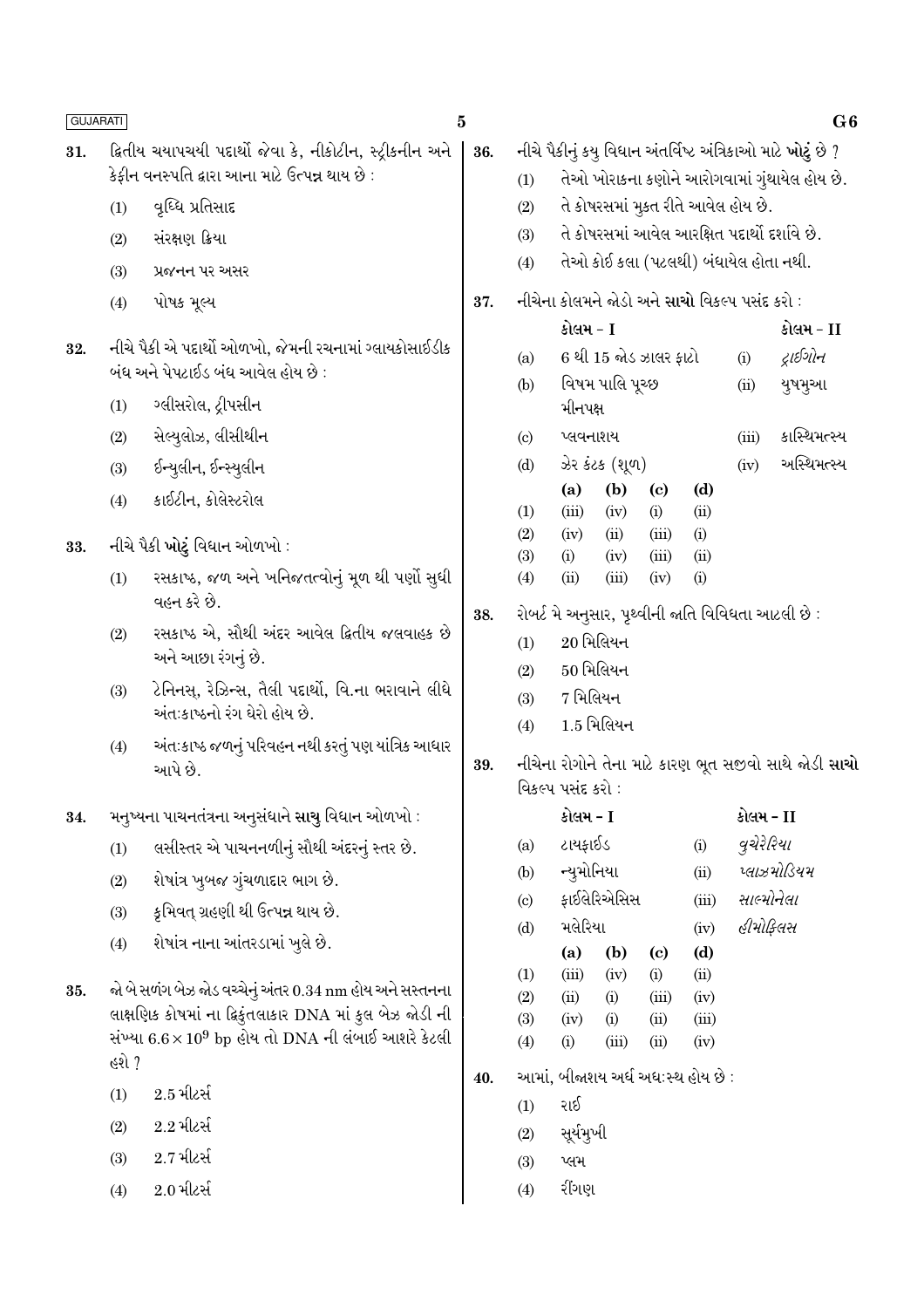31. દ્વિતીય ચયાપચયી પદાર્થો જેવા કે, નીકોટીન, સ્ટ્રીકનીન અને કેફીન વનસ્પતિ દ્વારા આના માટે ઉત્પન્ન થાય છે :

(1) વૃધ્ધિ પ્રતિસાદ

(2) સંરક્ષણ ક્રિયા

(3) પ્રજનન પર અસર

(4) પોષક મૂલ્ય

32. નીચે પૈકી એ પદાર્થો ઓળખો, જેમની રચનામાં ગ્લાયકોસાઈડીક બંધ અને પેપટાઈડ બંધ આવેલ હોય છે :

(1) ગ્લીસરોલ, ટ્રીપસીન

(2) સેલ્યુલોઝ, લીસીથીન

(3) ઈન્યુલીન, ઈન્સ્યુલીન

(4) કાઈટીન, કોલેસ્ટરોલ

33. નીચે પૈકી **ખોટું** વિધાન ઓળખો :

(1) રસકાષ્ઠ, જળ અને ખનિજતત્વોનું મૂળ થી પર્ણો સુધી વહન કરે છે.

(2) રસકાષ્ઠ એ, સૌથી અંદર આવેલ દ્વિતીય જલવાહક છે અને આછા રંગનું છે.

(3) ટેનિનસ્, રેઝિન્સ, તૈલી પદાર્થો, વિ.ના ભરાવાને લીધે અંતઃકાષ્ઠનો રંગ ઘેરો હોય છે.

(4) અંતઃકાષ્ઠ જળનું પરિવહન નથી કરતું પણ યાંત્રિક આધાર આપે છે.

34. મનુષ્યના પાચનતંત્રના અનુસંધાને **સાચુ** વિધાન ઓળખો :

(1) લસીસ્તર એ પાચનનળીનું સૌથી અંદરનું સ્તર છે.

(2) શેષાંત્ર ખુબજ ગુંચળાદાર ભાગ છે.

(3) કૃમિવત્ ગ્રહણી થી ઉત્પન્ન થાય છે.

(4) શેષાંત્ર નાના આંતરડામાં ખુલે છે.

35. જો બે સળંગ બેઝ જોડ વચ્ચેનું અંતર 0.34 nm હોય અને સસ્તનના લાક્ષણિક કોષમાં ના દ્વિકુંતલાકાર DNA માં કુલ બેઝ જોડી ની સંખ્યા $6.6 \times 10^9$ bp હોય તો DNA ની લંબાઈ આશરે કેટલી હશે ?

(1) 2.5 મીટર્સ

(2) 2.2 મીટર્સ

(3) 2.7 મીટર્સ

(4) 2.0 મીટર્સ

36. નીચે પૈકીનું કયુ વિધાન અંતર્વિષ્ટ અંત્રિકાઓ માટે **ખોટું** છે ?

(1) તેઓ ખોરાકના કણોને આરોગવામાં ગુંથાયેલ હોય છે.

(2) તે કોષરસમાં મુક્ત રીતે આવેલ હોય છે.

(3) તે કોષરસમાં આવેલ આરક્ષિત પદાર્થો દર્શાવે છે.

(4) તેઓ કોઈ કલા (પટલથી) બંધાયેલ હોતા નથી.

37. નીચેના કોલમને જોડો અને **સાચો** વિકલ્પ પસંદ કરો :

| | કોલમ - I | | કોલમ - II |
|---|---|---|---|
| (a) | 6 થી 15 જોડ ઝાલર ફાટો | (i) | *ટ્રાઈગોન* |
| (b) | વિષમ પાલિ પૂચ્છ મીનપક્ષ | (ii) | યુષમુઆ |
| (c) | પ્લવનાશય | (iii) | કાસ્થિમત્સ્ય |
| (d) | ઝેર કંટક (શૂળ) | (iv) | અસ્થિમત્સ્ય |

| | (a) | (b) | (c) | (d) |
|---|---|---|---|---|
| (1) | (iii) | (iv) | (i) | (ii) |
| (2) | (iv) | (ii) | (iii) | (i) |
| (3) | (i) | (iv) | (iii) | (ii) |
| (4) | (ii) | (iii) | (iv) | (i) |

38. રોબર્ટ મે અનુસાર, પૃથ્વીની જાતિ વિવિધતા આટલી છે :

(1) 20 મિલિયન

(2) 50 મિલિયન

(3) 7 મિલિયન

(4) 1.5 મિલિયન

39. નીચેના રોગોને તેના માટે કારણ ભૂત સજીવો સાથે જોડી **સાચો** વિકલ્પ પસંદ કરો :

| | કોલમ - I | | કોલમ - II |
|---|---|---|---|
| (a) | ટાયફાઈડ | (i) | *વુચેરેરિયા* |
| (b) | ન્યુમોનિયા | (ii) | *પ્લાઝમોડિયમ* |
| (c) | ફાઈલેરિએસિસ | (iii) | *સાલ્મોનેલા* |
| (d) | મલેરિયા | (iv) | *હીમોફિલસ* |

| | (a) | (b) | (c) | (d) |
|---|---|---|---|---|
| (1) | (iii) | (iv) | (i) | (ii) |
| (2) | (ii) | (i) | (iii) | (iv) |
| (3) | (iv) | (i) | (ii) | (iii) |
| (4) | (i) | (iii) | (ii) | (iv) |

40. આમાં, બીજાશય અર્ધ અધઃસ્થ હોય છે :

(1) રાઈ

(2) સૂર્યમુખી

(3) પ્લમ

(4) રીંગણ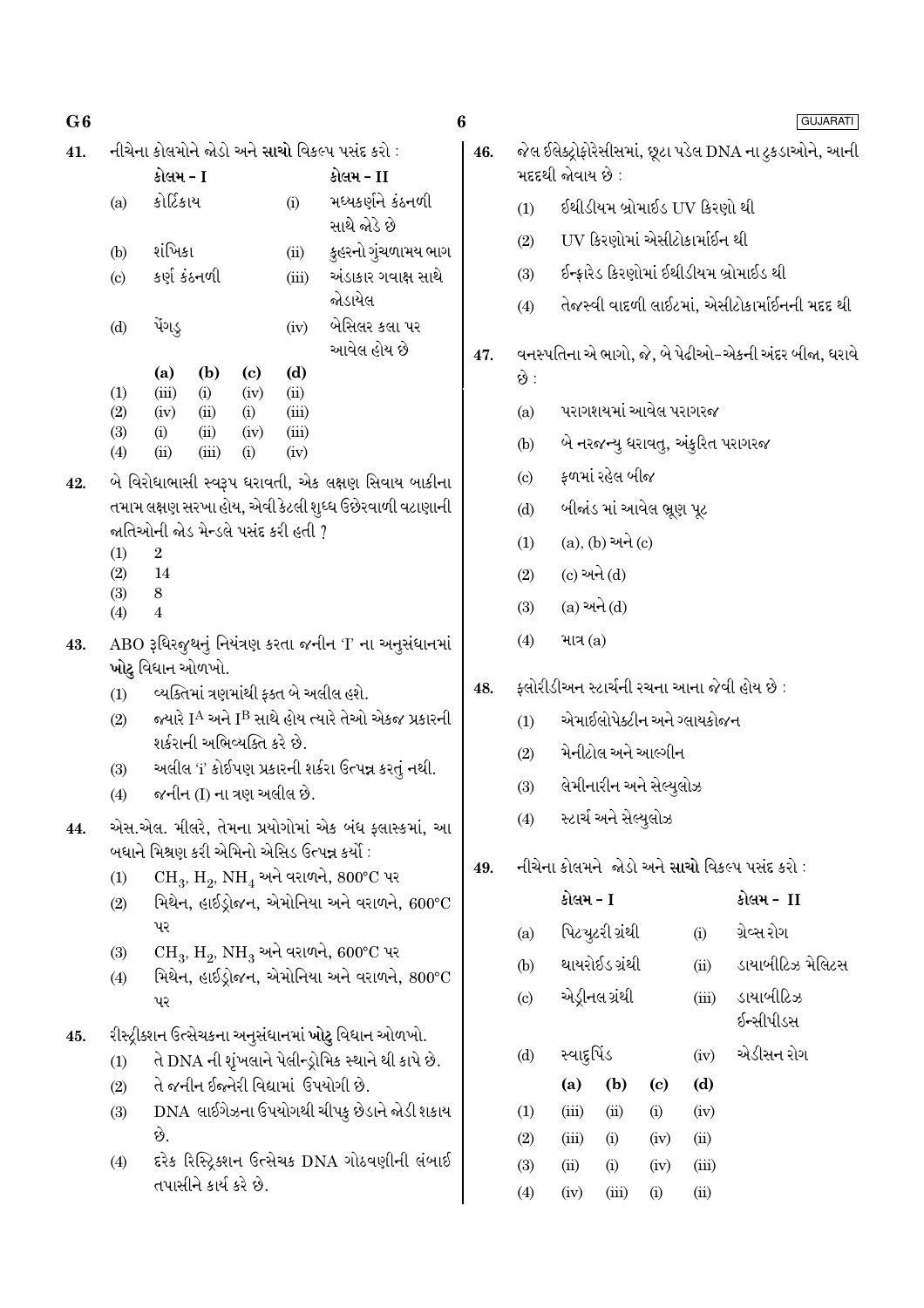41. નીચેના કોલમોને જોડો અને **સાચો** વિકલ્પ પસંદ કરો :

| | કોલમ - I | | કોલમ - II |
|---|---|---|---|
| (a) | કોર્ટિકાય | (i) | મધ્યકર્ણને કંઠનળી સાથે જોડે છે |
| (b) | શંખિકા | (ii) | કુહરનો ગુંચળામય ભાગ |
| (c) | કર્ણ કંઠનળી | (iii) | અંડાકાર ગવાક્ષ સાથે જોડાયેલ |
| (d) | પેંગડુ | (iv) | બેસિલર કલા પર આવેલ હોય છે |

| | (a) | (b) | (c) | (d) |
|---|---|---|---|---|
| (1) | (iii) | (i) | (iv) | (ii) |
| (2) | (iv) | (ii) | (i) | (iii) |
| (3) | (i) | (ii) | (iv) | (iii) |
| (4) | (ii) | (iii) | (i) | (iv) |

42. બે વિરોધાભાસી સ્વરૂપ ધરાવતી, એક લક્ષણ સિવાય બાકીના તમામ લક્ષણ સરખા હોય, એવી કેટલી શુધ્ધ ઉછેરવાળી વટાણાની જાતિઓની જોડ મેન્ડલે પસંદ કરી હતી ?

(1) 2
(2) 14
(3) 8
(4) 4

43. ABO રૂધિરજુથનું નિયંત્રણ કરતા જનીન 'I' ના અનુસંધાનમાં **ખોટુ** વિધાન ઓળખો.

(1) વ્યક્તિમાં ત્રણમાંથી ફક્ત બે અલીલ હશે.
(2) જ્યારે $I^A$ અને $I^B$ સાથે હોય ત્યારે તેઓ એકજ પ્રકારની શર્કરાની અભિવ્યક્તિ કરે છે.
(3) અલીલ 'i' કોઈપણ પ્રકારની શર્કરા ઉત્પન્ન કરતું નથી.
(4) જનીન (I) ના ત્રણ અલીલ છે.

44. એસ.એલ. મીલરે, તેમના પ્રયોગોમાં એક બંધ ફ્લાસ્કમાં, આ બધાને મિશ્રણ કરી એમિનો એસિડ ઉત્પન્ન કર્યો :

(1) $CH_3$, $H_2$, $NH_4$ અને વરાળને, 800°C પર
(2) મિથેન, હાઈડ્રોજન, એમોનિયા અને વરાળને, 600°C પર
(3) $CH_3$, $H_2$, $NH_3$ અને વરાળને, 600°C પર
(4) મિથેન, હાઈડ્રોજન, એમોનિયા અને વરાળને, 800°C પર

45. રીસ્ટ્રીક્શન ઉત્સેચકના અનુસંધાનમાં **ખોટુ** વિધાન ઓળખો.

(1) તે DNA ની શૃંખલાને પેલીન્ડ્રોમિક સ્થાને થી કાપે છે.
(2) તે જનીન ઈજનેરી વિદ્યામાં ઉપયોગી છે.
(3) DNA લાઈગેઝના ઉપયોગથી ચીપકુ છેડાને જોડી શકાય છે.
(4) દરેક રિસ્ટ્રિક્શન ઉત્સેચક DNA ગોઠવણીની લંબાઈ તપાસીને કાર્ય કરે છે.

46. જેલ ઈલેક્ટ્રોફોરેસીસમાં, છૂટા પડેલ DNA ના ટુકડાઓને, આની મદદથી જોવાય છે :

(1) ઈથીડીયમ બ્રોમાઈડ UV કિરણો થી
(2) UV કિરણોમાં એસીટોકાર્માઈન થી
(3) ઈન્ફ્રારેડ કિરણોમાં ઈથીડીયમ બ્રોમાઈડ થી
(4) તેજસ્વી વાદળી લાઈટમાં, એસીટોકાર્માઈનની મદદ થી

47. વનસ્પતિના એ ભાગો, જે, બે પેઢીઓ-એકની અંદર બીજા, ધરાવે છે :

(a) પરાગાશયમાં આવેલ પરાગરજ
(b) બે નરજન્યુ ધરાવતુ, અંકુરિત પરાગરજ
(c) ફળમાં રહેલ બીજ
(d) બીજાંડ માં આવેલ ભ્રૂણ પૂટ

(1) (a), (b) અને (c)
(2) (c) અને (d)
(3) (a) અને (d)
(4) માત્ર (a)

48. ફ્લોરીડીઅન સ્ટાર્ચની રચના આના જેવી હોય છે :

(1) એમાઈલોપેક્ટીન અને ગ્લાયકોજન
(2) મેનીટોલ અને આલ્ગીન
(3) લેમીનારીન અને સેલ્યુલોઝ
(4) સ્ટાર્ચ અને સેલ્યુલોઝ

49. નીચેના કોલમને જોડો અને **સાચો** વિકલ્પ પસંદ કરો :

| | કોલમ - I | | કોલમ - II |
|---|---|---|---|
| (a) | પિટ્યુટરી ગ્રંથી | (i) | ગ્રેવ્સ રોગ |
| (b) | થાયરોઈડ ગ્રંથી | (ii) | ડાયાબીટિઝ મેલિટસ |
| (c) | એડ્રીનલ ગ્રંથી | (iii) | ડાયાબીટિઝ ઈન્સીપીડસ |
| (d) | સ્વાદુપિંડ | (iv) | એડીસન રોગ |

| | (a) | (b) | (c) | (d) |
|---|---|---|---|---|
| (1) | (iii) | (ii) | (i) | (iv) |
| (2) | (iii) | (i) | (iv) | (ii) |
| (3) | (ii) | (i) | (iv) | (iii) |
| (4) | (iv) | (iii) | (i) | (ii) |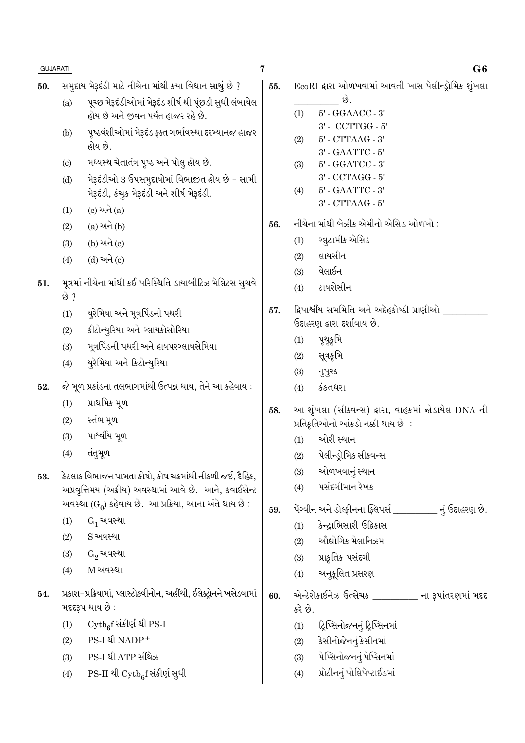50. સમુદાય મેરૂદંડી માટે નીચેના માંથી કયા વિધાન **સાચું** છે ?

   (a) પૂચ્છ મેરૂદંડીઓમાં મેરૂદંડ શીર્ષ થી પૂંછડી સુધી લંબાયેલ હોય છે અને જીવન પર્યંત હાજર રહે છે.

   (b) પૃષ્ઠવંશીઓમાં મેરૂદંડ ફક્ત ગર્ભાવસ્થા દરમ્યાનજ હાજર હોય છે.

   (c) મધ્યસ્થ ચેતાતંત્ર પૃષ્ઠ અને પોલુ હોય છે.

   (d) મેરૂદંડીઓ 3 ઉપસમુદાયોમાં વિભાજીત હોય છે - સામી મેરૂદંડી, કંચુક મેરૂદંડી અને શીર્ષ મેરૂદંડી.

   (1) (c) અને (a)
   (2) (a) અને (b)
   (3) (b) અને (c)
   (4) (d) અને (c)

51. મૂત્રમાં નીચેના માંથી કઈ પરિસ્થિતિ ડાયાબીટિઝ મેલિટસ સુચવે છે ?

   (1) યુરેમિયા અને મૂત્રપિંડની પથરી
   (2) કીટોન્યુરિયા અને ગ્લાયકોસોરિયા
   (3) મૂત્રપિંડની પથરી અને હાયપરગ્લાયસેમિયા
   (4) યુરેમિયા અને કિટોન્યુરિયા

52. જે મૂળ પ્રકાંડના તલભાગમાંથી ઉત્પન્ન થાય, તેને આ કહેવાય :

   (1) પ્રાથમિક મૂળ
   (2) સ્તંભ મૂળ
   (3) પાર્શ્વીય મૂળ
   (4) તંતુમૂળ

53. કેટલાક વિભાજન પામતા કોષો, કોષ ચક્રમાંથી નીકળી જઈ, દૈહિક, અપ્રવૃત્તિમય (અક્રીય) અવસ્થામાં આવે છે. આને, કવાઈસેન્ટ અવસ્થા ($G_0$) કહેવાય છે. આ પ્રક્રિયા, આના અંતે થાય છે :

   (1) $G_1$ અવસ્થા
   (2) S અવસ્થા
   (3) $G_2$ અવસ્થા
   (4) M અવસ્થા

54. પ્રકાશ-પ્રક્રિયામાં, પ્લાસ્ટોક્વીનોન, અહીંથી, ઈલેક્ટ્રોનને ખસેડવામાં મદદરૂપ થાય છે :

   (1) $Cytb_6f$ સંકીર્ણ થી PS-I
   (2) PS-I થી $NADP^+$
   (3) PS-I થી ATP સીંથેઝ
   (4) PS-II થી $Cytb_6f$ સંકીર્ણ સુધી

55. EcoRI દ્વારા ઓળખવામાં આવતી ખાસ પેલીન્ડ્રોમિક શૃંખલા ________ છે.

   (1) 5' - GGAACC - 3'
       3' - CCTTGG - 5'
   (2) 5' - CTTAAG - 3'
       3' - GAATTC - 5'
   (3) 5' - GGATCC - 3'
       3' - CCTAGG - 5'
   (4) 5' - GAATTC - 3'
       3' - CTTAAG - 5'

56. નીચેના માંથી બેઝીક એમીનો એસિડ ઓળખો :

   (1) ગ્લુટામીક એસિડ
   (2) લાયસીન
   (3) વેલાઈન
   (4) ટાયરોસીન

57. દ્વિપાર્શ્વીય સમમિતિ અને અદેહકોષ્ઠી પ્રાણીઓ ________ ઉદાહરણ દ્વારા દર્શાવાય છે.

   (1) પૃથુકૃમિ
   (2) સૂત્રકૃમિ
   (3) નુપુરક
   (4) કંકતધરા

58. આ શૃંખલા (સીક્વન્સ) દ્વારા, વાહકમાં જોડાયેલ DNA ની પ્રતિકૃતિઓનો આંકડો નક્કી થાય છે :

   (1) ઓરી સ્થાન
   (2) પેલીન્ડ્રોમિક સીક્વન્સ
   (3) ઓળખવાનું સ્થાન
   (4) પસંદગીમાન રેખક

59. પેંગ્વીન અને ડોલ્ફીનના ફ્લિપર્સ ________ નું ઉદાહરણ છે.

   (1) કેન્દ્રાભિસારી ઉદ્વિકાસ
   (2) ઔદ્યોગિક મેલાનિઝમ
   (3) પ્રાકૃતિક પસંદગી
   (4) અનુકૂલિત પ્રસરણ

60. એન્ટેરોકાઈનેઝ ઉત્સેચક ________ ના રૂપાંતરણમાં મદદ કરે છે.

   (1) ટ્રિપ્સિનોજનનું ટ્રિપ્સિનમાં
   (2) કેસીનોજેનનું કેસીનમાં
   (3) પેપ્સિનોજનનું પેપ્સિનમાં
   (4) પ્રોટીનનું પોલિપેપ્ટાઈડમાં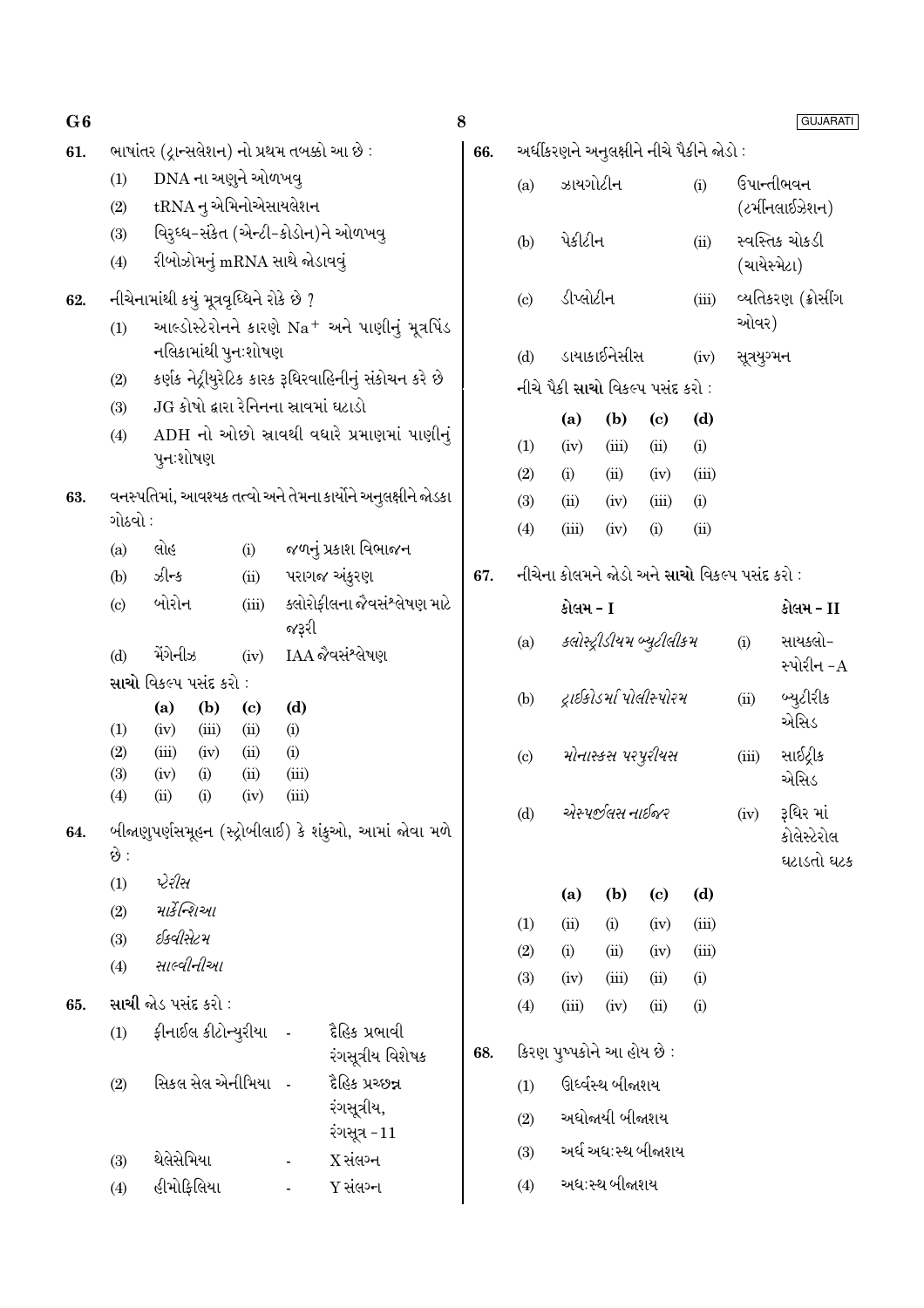61. ભાષાંતર (ટ્રાન્સલેશન) નો પ્રથમ તબક્કો આ છે :

(1) DNA ના અણુને ઓળખવુ

(2) tRNA નુ એમિનોએસાયલેશન

(3) વિરુધ્ધ-સંકેત (એન્ટી-કોડોન)ને ઓળખવુ

(4) રીબોઝોમનું mRNA સાથે જોડાવવું

62. નીચેનામાંથી કયું મૂત્રવૃધ્ધિને રોકે છે ?

(1) આલ્ડોસ્ટેરોનને કારણે $Na^+$ અને પાણીનું મૂત્રપિંડ નલિકામાંથી પુનઃશોષણ

(2) કર્ણક નેટ્રીયુરેટિક કારક રૂધિરવાહિનીનું સંકોચન કરે છે

(3) JG કોષો દ્વારા રેનિનના સ્રાવમાં ઘટાડો

(4) ADH નો ઓછો સ્રાવથી વધારે પ્રમાણમાં પાણીનું પુનઃશોષણ

63. વનસ્પતિમાં, આવશ્યક તત્વો અને તેમના કાર્યોને અનુલક્ષીને જોડકા ગોઠવો :

| | | | |
|---|---|---|---|
| (a) | લોહ | (i) | જળનું પ્રકાશ વિભાજન |
| (b) | ઝીન્ક | (ii) | પરાગજ અંકુરણ |
| (c) | બોરોન | (iii) | ક્લોરોફીલના જૈવસંશ્લેષણ માટે જરૂરી |
| (d) | મેંગેનીઝ | (iv) | IAA જૈવસંશ્લેષણ |

**સાચો** વિકલ્પ પસંદ કરો :

| | (a) | (b) | (c) | (d) |
|---|---|---|---|---|
| (1) | (iv) | (iii) | (ii) | (i) |
| (2) | (iii) | (iv) | (ii) | (i) |
| (3) | (iv) | (i) | (ii) | (iii) |
| (4) | (ii) | (i) | (iv) | (iii) |

64. બીજાણુપર્ણસમૂહન (સ્ટ્રોબીલાઈ) કે શંકુઓ, આમાં જોવા મળે છે :

(1) *પ્ટેરીસ*

(2) *માર્કેન્શિઆ*

(3) *ઈક્વીસેટમ*

(4) *સાલ્વીનીઆ*

65. **સાચી** જોડ પસંદ કરો :

(1) ફીનાઈલ કીટોન્યુરીયા - દૈહિક પ્રભાવી રંગસૂત્રીય વિશેષક

(2) સિકલ સેલ એનીમિયા - દૈહિક પ્રચ્છન્ન રંગસૂત્રીય, રંગસૂત્ર -11

(3) થેલેસેમિયા - X સંલગ્ન

(4) હીમોફિલિયા - Y સંલગ્ન

66. અર્ધીકરણને અનુલક્ષીને નીચે પૈકીને જોડો :

| | | | |
|---|---|---|---|
| (a) | ઝાયગોટીન | (i) | ઉપાન્તીભવન (ટર્મીનલાઈઝેશન) |
| (b) | પેકીટીન | (ii) | સ્વસ્તિક ચોકડી (ચાયેસ્મેટા) |
| (c) | ડીપ્લોટીન | (iii) | વ્યતિકરણ (ક્રોસીંગ ઓવર) |
| (d) | ડાયાકાઈનેસીસ | (iv) | સૂત્રયુગ્મન |

નીચે પૈકી **સાચો** વિકલ્પ પસંદ કરો :

| | (a) | (b) | (c) | (d) |
|---|---|---|---|---|
| (1) | (iv) | (iii) | (ii) | (i) |
| (2) | (i) | (ii) | (iv) | (iii) |
| (3) | (ii) | (iv) | (iii) | (i) |
| (4) | (iii) | (iv) | (i) | (ii) |

67. નીચેના કોલમને જોડો અને **સાચો** વિકલ્પ પસંદ કરો :

| | **કોલમ - I** | | **કોલમ - II** |
|---|---|---|---|
| (a) | *ક્લોસ્ટ્રીડીયમ બ્યુટીલીકમ* | (i) | સાયક્લો-સ્પોરીન -A |
| (b) | *ટ્રાઈકોડર્મા પોલીસ્પોરમ* | (ii) | બ્યુટીરીક એસિડ |
| (c) | *મોનાસ્કસ પરપુરીયસ* | (iii) | સાઈટ્રીક એસિડ |
| (d) | *એસ્પર્જીલસ નાઈજર* | (iv) | રૂધિર માં કોલેસ્ટેરોલ ઘટાડતો ઘટક |

| | (a) | (b) | (c) | (d) |
|---|---|---|---|---|
| (1) | (ii) | (i) | (iv) | (iii) |
| (2) | (i) | (ii) | (iv) | (iii) |
| (3) | (iv) | (iii) | (ii) | (i) |
| (4) | (iii) | (iv) | (ii) | (i) |

68. કિરણ પુષ્પકોને આ હોય છે :

(1) ઊર્ધ્વસ્થ બીજાશય

(2) અધોજાયી બીજાશય

(3) અર્ધ અધઃસ્થ બીજાશય

(4) અધઃસ્થ બીજાશય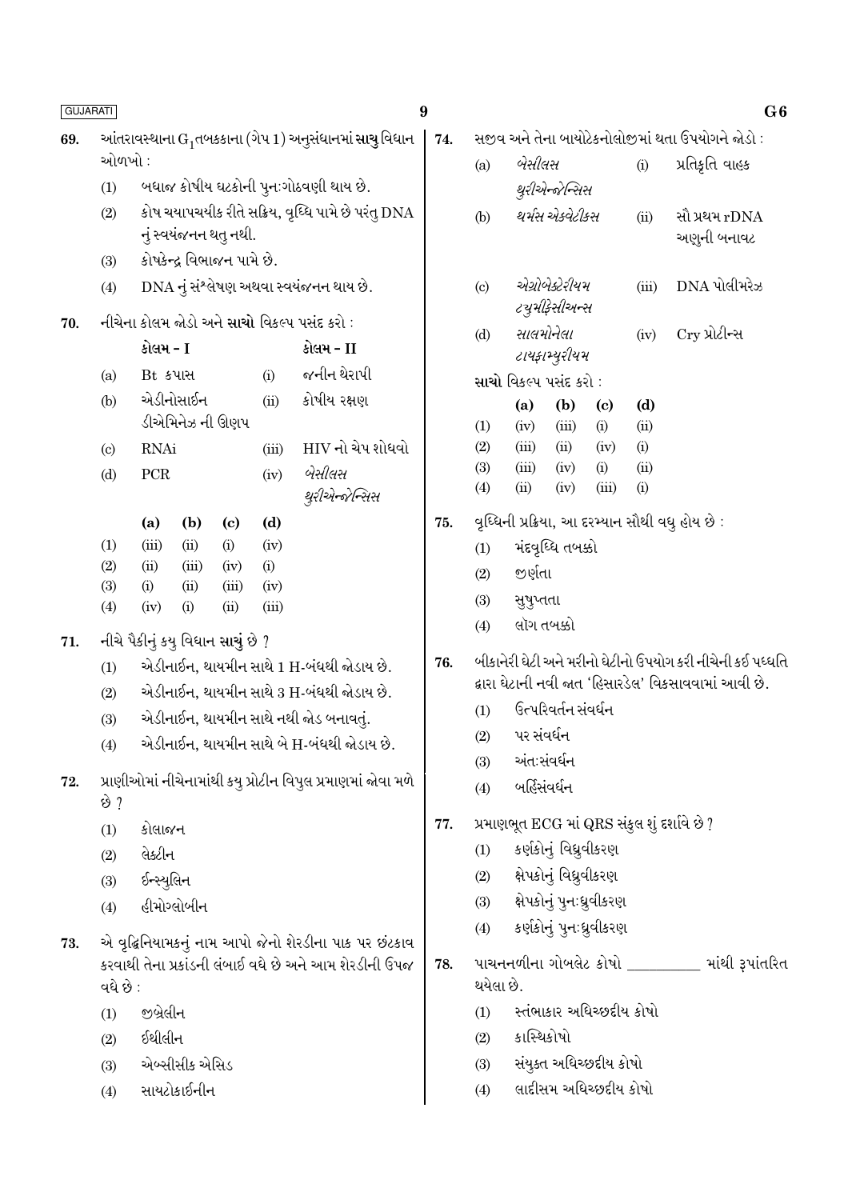69. આંતરાવસ્થાના $G_1$ તબક્કાના (ગેપ 1) અનુસંધાનમાં **સાચુ** વિધાન ઓળખો :

(1) બધાજ કોષીય ઘટકોની પુનઃગોઠવણી થાય છે.

(2) કોષ ચયાપચયીક રીતે સક્રિય, વૃધ્ધિ પામે છે પરંતુ DNA નું સ્વયંજનન થતુ નથી.

(3) કોષકેન્દ્ર વિભાજન પામે છે.

(4) DNA નું સંશ્લેષણ અથવા સ્વયંજનન થાય છે.

70. નીચેના કોલમ જોડો અને **સાચો** વિકલ્પ પસંદ કરો :

| | કોલમ - I | | કોલમ - II |
|---|---|---|---|
| (a) | Bt કપાસ | (i) | જનીન થેરાપી |
| (b) | એડીનોસાઈન ડીએમિનેઝ ની ઊણપ | (ii) | કોષીય રક્ષણ |
| (c) | RNAi | (iii) | HIV નો ચેપ શોધવો |
| (d) | PCR | (iv) | *બેસીલસ થુરીએન્જોન્સિસ* |

| | (a) | (b) | (c) | (d) |
|---|---|---|---|---|
| (1) | (iii) | (ii) | (i) | (iv) |
| (2) | (ii) | (iii) | (iv) | (i) |
| (3) | (i) | (ii) | (iii) | (iv) |
| (4) | (iv) | (i) | (ii) | (iii) |

71. નીચે પૈકીનું કયુ વિધાન સાચું છે ?

(1) એડીનાઈન, થાયમીન સાથે 1 H-બંધથી જોડાય છે.

(2) એડીનાઈન, થાયમીન સાથે 3 H-બંધથી જોડાય છે.

(3) એડીનાઈન, થાયમીન સાથે નથી જોડ બનાવતું.

(4) એડીનાઈન, થાયમીન સાથે બે H-બંધથી જોડાય છે.

72. પ્રાણીઓમાં નીચેનામાંથી કયુ પ્રોટીન વિપુલ પ્રમાણમાં જોવા મળે છે ?

(1) કોલાજન

(2) લેક્ટીન

(3) ઈન્સ્યુલિન

(4) હીમોગ્લોબીન

73. એ વૃદ્ધિનિયામકનું નામ આપો જેનો શેરડીના પાક પર છંટકાવ કરવાથી તેના પ્રકાંડની લંબાઈ વધે છે અને આમ શેરડીની ઉપજ વધે છે :

(1) જીબ્રેલીન

(2) ઈથીલીન

(3) એબ્સીસીક એસિડ

(4) સાયટોકાઈનીન

74. સજીવ અને તેના બાયોટેકનોલોજીમાં થતા ઉપયોગને જોડો :

| | | | |
|---|---|---|---|
| (a) | *બેસીલસ થુરીએન્જોન્સિસ* | (i) | પ્રતિકૃતિ વાહક |
| (b) | *થર્મસ એક્વેટીક્સ* | (ii) | સૌ પ્રથમ rDNA અણુની બનાવટ |
| (c) | *એગ્રોબેક્ટેરીયમ ટ્યુમીફેસીઅન્સ* | (iii) | DNA પોલીમરેઝ |
| (d) | *સાલમોનેલા ટાયફામ્યુરીયમ* | (iv) | Cry પ્રોટીન્સ |

**સાચો** વિકલ્પ પસંદ કરો :

| | (a) | (b) | (c) | (d) |
|---|---|---|---|---|
| (1) | (iv) | (iii) | (i) | (ii) |
| (2) | (iii) | (ii) | (iv) | (i) |
| (3) | (iii) | (iv) | (i) | (ii) |
| (4) | (ii) | (iv) | (iii) | (i) |

75. વૃધ્ધિની પ્રક્રિયા, આ દરમ્યાન સૌથી વધુ હોય છે :

(1) મંદવૃધ્ધિ તબક્કો

(2) જીર્ણતા

(3) સુષુપ્તતા

(4) લૉગ તબક્કો

76. બીકાનેરી ઘેટી અને મરીનો ઘેટાનો ઉપયોગ કરી નીચેની કઈ પધ્ધતિ દ્વારા ઘેટાની નવી જાત 'હિસારડેલ' વિકસાવવામાં આવી છે.

(1) ઉત્પરિવર્તન સંવર્ધન

(2) પર સંવર્ધન

(3) અંતઃસંવર્ધન

(4) બર્હિસંવર્ધન

77. પ્રમાણભૂત ECG માં QRS સંકુલ શું દર્શાવે છે ?

(1) કર્ણકોનું વિધ્રુવીકરણ

(2) ક્ષેપકોનું વિધ્રુવીકરણ

(3) ક્ષેપકોનું પુનઃધ્રુવીકરણ

(4) કર્ણકોનું પુનઃધ્રુવીકરણ

78. પાચનનળીના ગોબલેટ કોષો __________ માંથી રૂપાંતરિત થયેલા છે.

(1) સ્તંભાકાર અધિચ્છદીય કોષો

(2) કાસ્થિકોષો

(3) સંયુક્ત અધિચ્છદીય કોષો

(4) લાદીસમ અધિચ્છદીય કોષો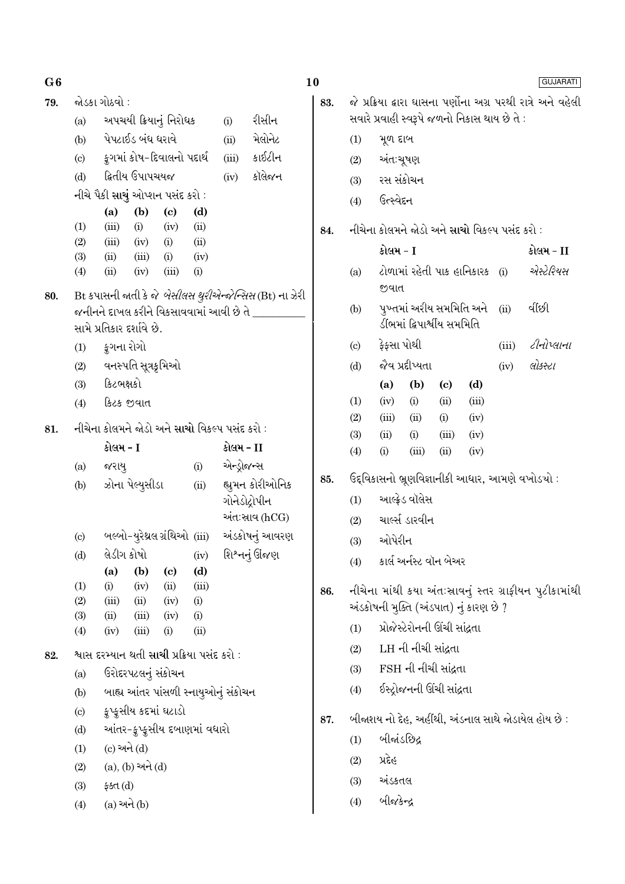**79.** જોડકા ગોઠવો :

| | | | |
|---|---|---|---|
| (a) | અપચયી ક્રિયાનું નિરોધક | (i) | રીસીન |
| (b) | પેપટાઈડ બંધ ધરાવે | (ii) | મેલોનેટ |
| (c) | ફુગમાં કોષ-દિવાલનો પદાર્થ | (iii) | કાઈટીન |
| (d) | દ્વિતીય ઉપાપચયજ | (iv) | કૉલેજન |

નીચે પૈકી **સાચું** ઓપ્શન પસંદ કરો :

| | (a) | (b) | (c) | (d) |
|---|---|---|---|---|
| (1) | (iii) | (i) | (iv) | (ii) |
| (2) | (iii) | (iv) | (i) | (ii) |
| (3) | (ii) | (iii) | (i) | (iv) |
| (4) | (ii) | (iv) | (iii) | (i) |

**80.** Bt કપાસની જાતી કે જે *બેસીલસ થુરીએન્જેન્સિસ* (Bt) ના ઝેરી જનીનને દાખલ કરીને વિકસાવવામાં આવી છે તે _________ સામે પ્રતિકાર દર્શાવે છે.

(1) ફુગના રોગો

(2) વનસ્પતિ સૂત્રકૃમિઓ

(3) કિટભક્ષકો

(4) કિટક જીવાત

**81.** નીચેના કોલમને જોડો અને **સાચો** વિકલ્પ પસંદ કરો :

| | કોલમ - I | | કોલમ - II |
|---|---|---|---|
| (a) | જરાયુ | (i) | એન્ડ્રોજન્સ |
| (b) | ઝોના પેલ્યુસીડા | (ii) | હ્યુમન કોરીઓનિક ગોનેડોટ્રોપીન અંતઃસ્રાવ (hCG) |
| (c) | બલ્બો-યુરેથ્રલ ગ્રંથિઓ | (iii) | અંડકોષનું આવરણ |
| (d) | લેડીગ કોષો | (iv) | શિશ્નનું ઊંજણ |

| | (a) | (b) | (c) | (d) |
|---|---|---|---|---|
| (1) | (i) | (iv) | (ii) | (iii) |
| (2) | (iii) | (ii) | (iv) | (i) |
| (3) | (ii) | (iii) | (iv) | (i) |
| (4) | (iv) | (iii) | (i) | (ii) |

**82.** શ્વાસ દરમ્યાન થતી **સાચી** પ્રક્રિયા પસંદ કરો :

(a) ઉરોદરપટલનું સંકોચન

(b) બાહ્ય આંતર પાંસળી સ્નાયુઓનું સંકોચન

(c) ફુપ્ફુસીય કદમાં ઘટાડો

(d) આંતર-ફુપ્ફુસીય દબાણમાં વધારો

(1) (c) અને (d)

(2) (a), (b) અને (d)

(3) ફક્ત (d)

(4) (a) અને (b)

**83.** જે પ્રક્રિયા દ્વારા ઘાસના પર્ણોના અગ્ર પરથી રાત્રે અને વહેલી સવારે પ્રવાહી સ્વરૂપે જળનો નિકાસ થાય છે તે :

(1) મૂળ દાબ

(2) અંતઃચૂષણ

(3) રસ સંકોચન

(4) ઉત્સ્વેદન

**84.** નીચેના કોલમને જોડો અને **સાચો** વિકલ્પ પસંદ કરો :

| | કોલમ - I | | કોલમ - II |
|---|---|---|---|
| (a) | ટોળામાં રહેતી પાક હાનિકારક જીવાત | (i) | *એસ્ટેરિયસ* |
| (b) | પુખ્તમાં અરીય સમમિતિ અને ડીંભમાં દ્વિપાર્શ્વીય સમમિતિ | (ii) | વીંછી |
| (c) | ફેફસા પોથી | (iii) | *ટીનોપ્લાના* |
| (d) | જૈવ પ્રદીપ્યતા | (iv) | *લોકસ્ટા* |

| | (a) | (b) | (c) | (d) |
|---|---|---|---|---|
| (1) | (iv) | (i) | (ii) | (iii) |
| (2) | (iii) | (ii) | (i) | (iv) |
| (3) | (ii) | (i) | (iii) | (iv) |
| (4) | (i) | (iii) | (ii) | (iv) |

**85.** ઉદ્‌વિકાસનો ભ્રૂણવિજ્ઞાનીકી આધાર, આમણે વખોડયો :

(1) આલ્ફ્રેડ વૉલેસ

(2) ચાર્લ્સ ડારવીન

(3) ઓપેરીન

(4) કાર્લ અર્નસ્ટ વૉન બેઅર

**86.** નીચેના માંથી કયા અંતઃસ્રાવનું સ્તર ગ્રાફીયન પુટીકામાંથી અંડકોષની મુક્તિ (અંડપાત) નું કારણ છે ?

(1) પ્રોજેસ્ટેરોનની ઊંચી સાંદ્રતા

(2) LH ની નીચી સાંદ્રતા

(3) FSH ની નીચી સાંદ્રતા

(4) ઈસ્ટ્રોજનની ઊંચી સાંદ્રતા

**87.** બીજાશય નો દેહ, અહીંથી, અંડનાલ સાથે જોડાયેલ હોય છે :

(1) બીજાંડછિદ્ર

(2) પ્રદેહ

(3) અંડકતલ

(4) બીજકેન્દ્ર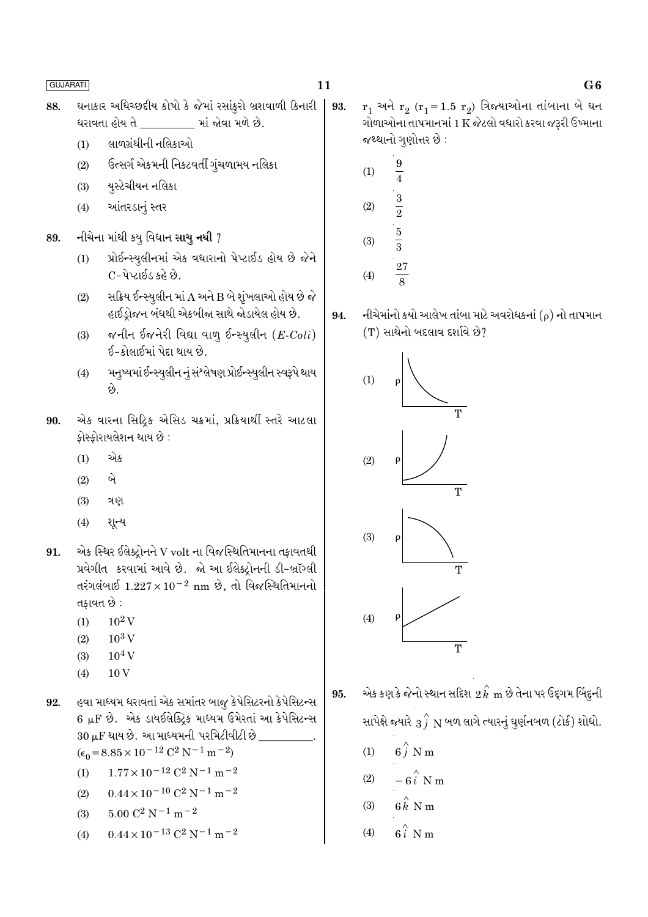88. ઘનાકાર અધિચ્છદીય કોષો કે જેમાં રસાંકુરો બ્રશવાળી કિનારી ધરાવતા હોય તે __________ માં જોવા મળે છે.

(1) લાળગ્રંથીની નલિકાઓ

(2) ઉત્સર્ગ એકમની નિકટવર્તી ગુંચળામય નલિકા

(3) યુસ્ટેચીયન નલિકા

(4) આંતરડાનું સ્તર

89. નીચેના માંથી કયુ વિધાન **સાચુ નથી** ?

(1) પ્રોઈન્સ્યુલીનમાં એક વધારાનો પેપ્ટાઈડ હોય છે જેને C-પેપ્ટાઈડ કહે છે.

(2) સક્રિય ઈન્સ્યુલીન માં A અને B બે શૃંખલાઓ હોય છે જે હાઈડ્રોજન બંધથી એકબીજા સાથે જોડાયેલ હોય છે.

(3) જનીન ઈજનેરી વિદ્યા વાળુ ઈન્સ્યુલીન (*E-Coli*) ઈ-કોલાઈમાં પેદા થાય છે.

(4) મનુષ્યમાં ઈન્સ્યુલીન નું સંશ્લેષણ પ્રોઈન્સ્યુલીન સ્વરૂપે થાય છે.

90. એક વારના સિટ્રિક એસિડ ચક્રમાં, પ્રક્રિયાર્થી સ્તરે આટલા ફોસ્ફોરાયલેશન થાય છે :

(1) એક

(2) બે

(3) ત્રણ

(4) શૂન્ય

91. એક સ્થિર ઈલેક્ટ્રોનને V volt ના વિજસ્થિતિમાનના તફાવતથી પ્રવેગીત કરવામાં આવે છે. જો આ ઈલેક્ટ્રોનની ડી-બ્રૉગ્લી તરંગલંબાઈ $1.227 \times 10^{-2}$ nm છે, તો વિજસ્થિતિમાનનો તફાવત છે :

(1) $10^2$ V

(2) $10^3$ V

(3) $10^4$ V

(4) 10 V

92. હવા માધ્યમ ધરાવતાં એક સમાંતર બાજુ કેપેસિટરનો કેપેસિટન્સ 6 μF છે. એક ડાયઈલેક્ટ્રિક માધ્યમ ઉમેરતાં આ કેપેસિટન્સ 30 μF થાય છે. આ માધ્યમની પરમિટીવીટી છે __________.
($\epsilon_0 = 8.85 \times 10^{-12}$ $C^2 N^{-1} m^{-2}$)

(1) $1.77 \times 10^{-12}$ $C^2 N^{-1} m^{-2}$

(2) $0.44 \times 10^{-10}$ $C^2 N^{-1} m^{-2}$

(3) $5.00$ $C^2 N^{-1} m^{-2}$

(4) $0.44 \times 10^{-13}$ $C^2 N^{-1} m^{-2}$

93. $r_1$ અને $r_2$ ($r_1 = 1.5\ r_2$) ત્રિજ્યાઓના તાંબાના બે ઘન ગોળાઓના તાપમાનમાં 1 K જેટલો વધારો કરવા જરૂરી ઉષ્માના જથ્થાનો ગુણોત્તર છે :

(1) $\frac{9}{4}$

(2) $\frac{3}{2}$

(3) $\frac{5}{3}$

(4) $\frac{27}{8}$

94. નીચેમાંનો કયો આલેખ તાંબા માટે અવરોધકનાં ($\rho$) નો તાપમાન (T) સાથેનો બદલાવ દર્શાવે છે?

(1) [આલેખ: $\rho$ વિરુદ્ધ T]

(2) [આલેખ: $\rho$ વિરુદ્ધ T]

(3) [આલેખ: $\rho$ વિરુદ્ધ T]

(4) [આલેખ: $\rho$ વિરુદ્ધ T]

95. એક કણ કે જેનો સ્થાન સદિશ $2\hat{k}$ m છે તેના પર ઉદ્ગમ બિંદુની સાપેક્ષે જ્યારે $3\hat{j}$ N બળ લાગે ત્યારનું ઘુર્ણનબળ (ટોર્ક) શોધો.

(1) $6\hat{j}$ N m

(2) $-6\hat{i}$ N m

(3) $6\hat{k}$ N m

(4) $6\hat{i}$ N m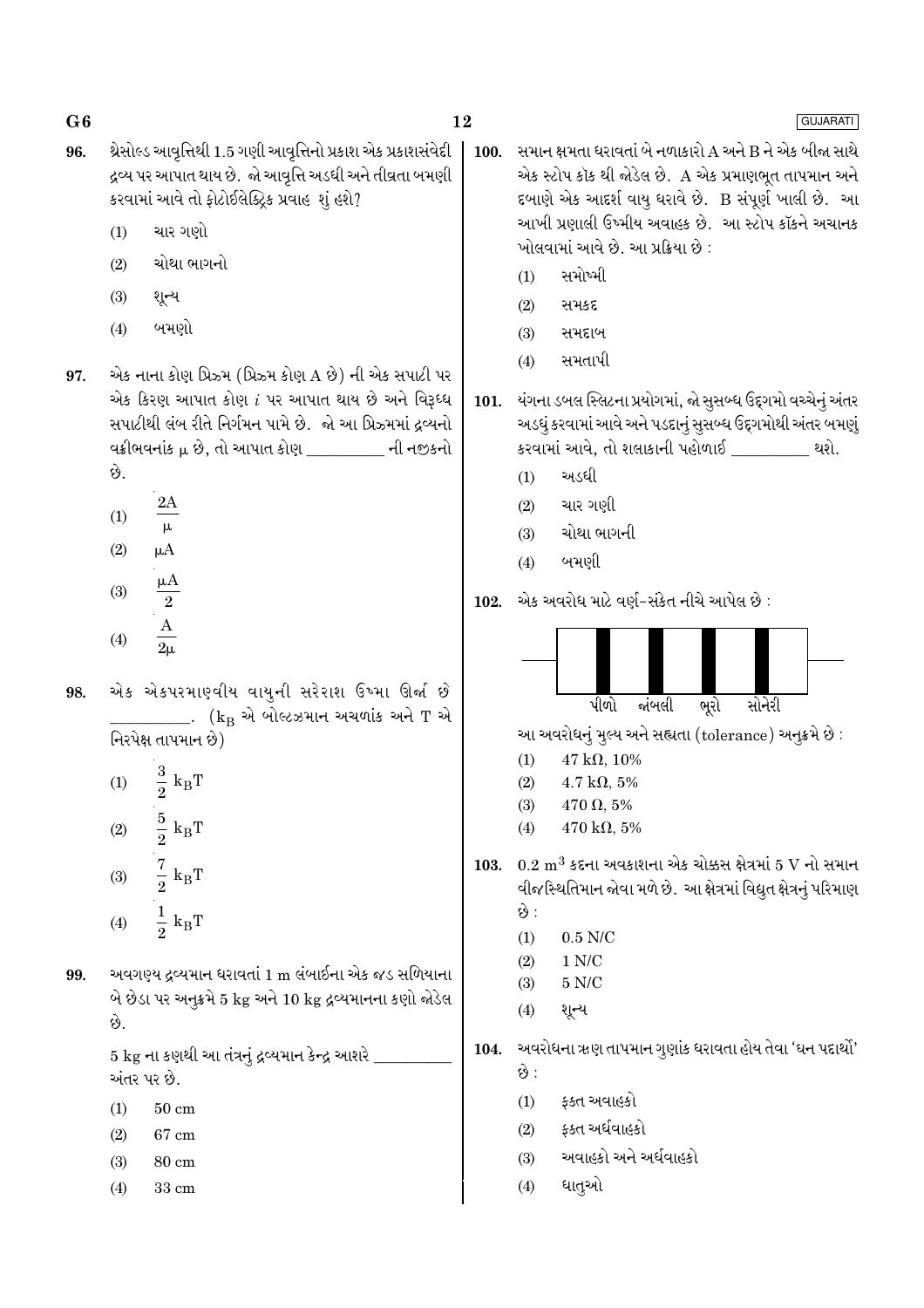96. થ્રેસોલ્ડ આવૃત્તિથી 1.5 ગણી આવૃત્તિનો પ્રકાશ એક પ્રકાશસંવેદી દ્રવ્ય પર આપાત થાય છે. જો આવૃત્તિ અડધી અને તીવ્રતા બમણી કરવામાં આવે તો ફોટોઈલેક્ટ્રિક પ્રવાહ શું હશે?

   (1) ચાર ગણો
   
   (2) ચોથા ભાગનો
   
   (3) શૂન્ય
   
   (4) બમણો

97. એક નાના કોણ પ્રિઝમ (પ્રિઝમ કોણ A છે) ની એક સપાટી પર એક કિરણ આપાત કોણ $i$ પર આપાત થાય છે અને વિરૂધ્ધ સપાટીથી લંબ રીતે નિર્ગમન પામે છે. જો આ પ્રિઝમમાં દ્રવ્યનો વક્રીભવનાંક $\mu$ છે, તો આપાત કોણ __________ ની નજીકનો છે.

   (1) $\frac{2A}{\mu}$
   
   (2) $\mu A$
   
   (3) $\frac{\mu A}{2}$
   
   (4) $\frac{A}{2\mu}$

98. એક એકપરમાણ્વીય વાયુની સરેરાશ ઉષ્મા ઊર્જા છે __________. ($k_B$ એ બોલ્ટ્ઝમાન અચળાંક અને T એ નિરપેક્ષ તાપમાન છે)

   (1) $\frac{3}{2} k_B T$
   
   (2) $\frac{5}{2} k_B T$
   
   (3) $\frac{7}{2} k_B T$
   
   (4) $\frac{1}{2} k_B T$

99. અવગણ્ય દ્રવ્યમાન ધરાવતાં 1 m લંબાઈના એક જડ સળિયાના બે છેડા પર અનુક્રમે 5 kg અને 10 kg દ્રવ્યમાનના કણો જોડેલ છે.

   5 kg ના કણથી આ તંત્રનું દ્રવ્યમાન કેન્દ્ર આશરે __________ અંતર પર છે.

   (1) 50 cm
   
   (2) 67 cm
   
   (3) 80 cm
   
   (4) 33 cm

100. સમાન ક્ષમતા ધરાવતાં બે નળાકારો A અને B ને એક બીજા સાથે એક સ્ટોપ કૉક થી જોડેલ છે. A એક પ્રમાણભૂત તાપમાન અને દબાણે એક આદર્શ વાયુ ધરાવે છે. B સંપૂર્ણ ખાલી છે. આ આખી પ્રણાલી ઉષ્મીય અવાહક છે. આ સ્ટોપ કૉકને અચાનક ખોલવામાં આવે છે. આ પ્રક્રિયા છે :

   (1) સમોષ્મી
   
   (2) સમકદ
   
   (3) સમદાબ
   
   (4) સમતાપી

101. યંગના ડબલ સ્લિટના પ્રયોગમાં, જો સુસંબધ્ધ ઉદ્‌ગમો વચ્ચેનું અંતર અડધું કરવામાં આવે અને પડદાનું સુસંબધ્ધ ઉદ્‌ગમોથી અંતર બમણું કરવામાં આવે, તો શલાકાની પહોળાઈ __________ થશે.

   (1) અડધી
   
   (2) ચાર ગણી
   
   (3) ચોથા ભાગની
   
   (4) બમણી

102. એક અવરોધ માટે વર્ણ-સંકેત નીચે આપેલ છે :

   પીળો &nbsp; જાંબલી &nbsp; ભૂરો &nbsp; સોનેરી

   આ અવરોધનું મુલ્ય અને સહ્યતા (tolerance) અનુક્રમે છે :

   (1) 47 kΩ, 10%
   
   (2) 4.7 kΩ, 5%
   
   (3) 470 Ω, 5%
   
   (4) 470 kΩ, 5%

103. 0.2 $m^3$ કદના અવકાશના એક ચોક્કસ ક્ષેત્રમાં 5 V નો સમાન વીજસ્થિતિમાન જોવા મળે છે. આ ક્ષેત્રમાં વિદ્યુત ક્ષેત્રનું પરિમાણ છે :

   (1) 0.5 N/C
   
   (2) 1 N/C
   
   (3) 5 N/C
   
   (4) શૂન્ય

104. અવરોધના ઋણ તાપમાન ગુણાંક ધરાવતા હોય તેવા 'ઘન પદાર્થો' છે :

   (1) ફક્ત અવાહકો
   
   (2) ફક્ત અર્ધવાહકો
   
   (3) અવાહકો અને અર્ધવાહકો
   
   (4) ધાતુઓ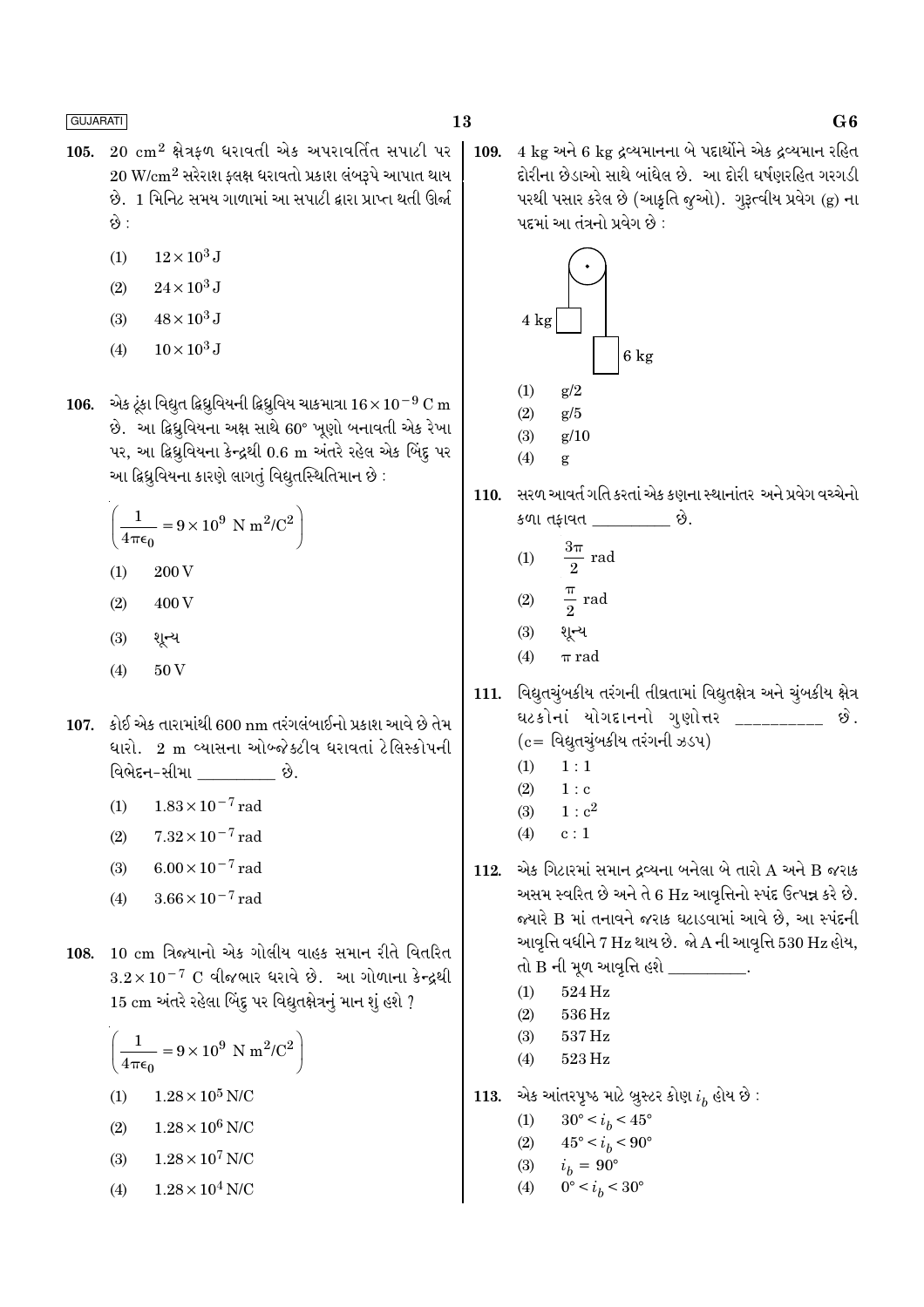105. 20 $cm^2$ ક્ષેત્રફળ ધરાવતી એક અપરાવર્તિત સપાટી પર 20 $W/cm^2$ સરેરાશ ફ્લક્ષ ધરાવતો પ્રકાશ લંબરૂપે આપાત થાય છે. 1 મિનિટ સમય ગાળામાં આ સપાટી દ્વારા પ્રાપ્ત થતી ઊર્જા છે :

(1) $12 \times 10^3$ J

(2) $24 \times 10^3$ J

(3) $48 \times 10^3$ J

(4) $10 \times 10^3$ J

106. એક ટૂંકા વિદ્યુત દ્વિધ્રુવિયની દ્વિધ્રુવિય ચાકમાત્રા $16 \times 10^{-9}$ C m છે. આ દ્વિધ્રુવિયના અક્ષ સાથે 60° ખૂણો બનાવતી એક રેખા પર, આ દ્વિધ્રુવિયના કેન્દ્રથી 0.6 m અંતરે રહેલ એક બિંદુ પર આ દ્વિધ્રુવિયના કારણે લાગતું વિદ્યુતસ્થિતિમાન છે :

$$\left(\frac{1}{4\pi\epsilon_0} = 9 \times 10^9 \text{ N m}^2/\text{C}^2\right)$$

(1) 200 V

(2) 400 V

(3) શૂન્ય

(4) 50 V

107. કોઈ એક તારામાંથી 600 nm તરંગલંબાઈનો પ્રકાશ આવે છે તેમ ધારો. 2 m વ્યાસના ઓબ્જેક્ટીવ ધરાવતાં ટેલિસ્કોપની વિભેદન-સીમા \_\_\_\_\_\_\_\_ છે.

(1) $1.83 \times 10^{-7}$ rad

(2) $7.32 \times 10^{-7}$ rad

(3) $6.00 \times 10^{-7}$ rad

(4) $3.66 \times 10^{-7}$ rad

108. 10 cm ત્રિજ્યાનો એક ગોલીય વાહક સમાન રીતે વિતરિત $3.2 \times 10^{-7}$ C વીજભાર ધરાવે છે. આ ગોળાના કેન્દ્રથી 15 cm અંતરે રહેલા બિંદુ પર વિદ્યુતક્ષેત્રનું માન શું હશે ?

$$\left(\frac{1}{4\pi\epsilon_0} = 9 \times 10^9 \text{ N m}^2/\text{C}^2\right)$$

(1) $1.28 \times 10^5$ N/C

(2) $1.28 \times 10^6$ N/C

(3) $1.28 \times 10^7$ N/C

(4) $1.28 \times 10^4$ N/C

109. 4 kg અને 6 kg દ્રવ્યમાનના બે પદાર્થોને એક દ્રવ્યમાન રહિત દોરીના છેડાઓ સાથે બાંધેલ છે. આ દોરી ઘર્ષણરહિત ગરગડી પરથી પસાર કરેલ છે (આકૃતિ જુઓ). ગુરૂત્વીય પ્રવેગ (g) ના પદમાં આ તંત્રનો પ્રવેગ છે :

(1) g/2

(2) g/5

(3) g/10

(4) g

110. સરળ આવર્ત ગતિ કરતાં એક કણના સ્થાનાંતર અને પ્રવેગ વચ્ચેનો કળા તફાવત \_\_\_\_\_\_\_\_ છે.

(1) $\frac{3\pi}{2}$ rad

(2) $\frac{\pi}{2}$ rad

(3) શૂન્ય

(4) $\pi$ rad

111. વિદ્યુતચુંબકીય તરંગની તીવ્રતામાં વિદ્યુતક્ષેત્ર અને ચુંબકીય ક્ષેત્ર ઘટકોનાં યોગદાનનો ગુણોત્તર \_\_\_\_\_\_\_\_ છે. (c= વિદ્યુતચુંબકીય તરંગની ઝડપ)

(1) 1 : 1

(2) 1 : c

(3) 1 : $c^2$

(4) c : 1

112. એક ગિટારમાં સમાન દ્રવ્યના બનેલા બે તારો A અને B જરાક અસમ સ્વરિત છે અને તે 6 Hz આવૃત્તિનો સ્પંદ ઉત્પન્ન કરે છે. જ્યારે B માં તનાવને જરાક ઘટાડવામાં આવે છે, આ સ્પંદની આવૃત્તિ વધીને 7 Hz થાય છે. જો A ની આવૃત્તિ 530 Hz હોય, તો B ની મૂળ આવૃત્તિ હશે \_\_\_\_\_\_\_\_.

(1) 524 Hz

(2) 536 Hz

(3) 537 Hz

(4) 523 Hz

113. એક આંતરપૃષ્ઠ માટે બ્રુસ્ટર કોણ $i_b$ હોય છે :

(1) $30° < i_b < 45°$

(2) $45° < i_b < 90°$

(3) $i_b = 90°$

(4) $0° < i_b < 30°$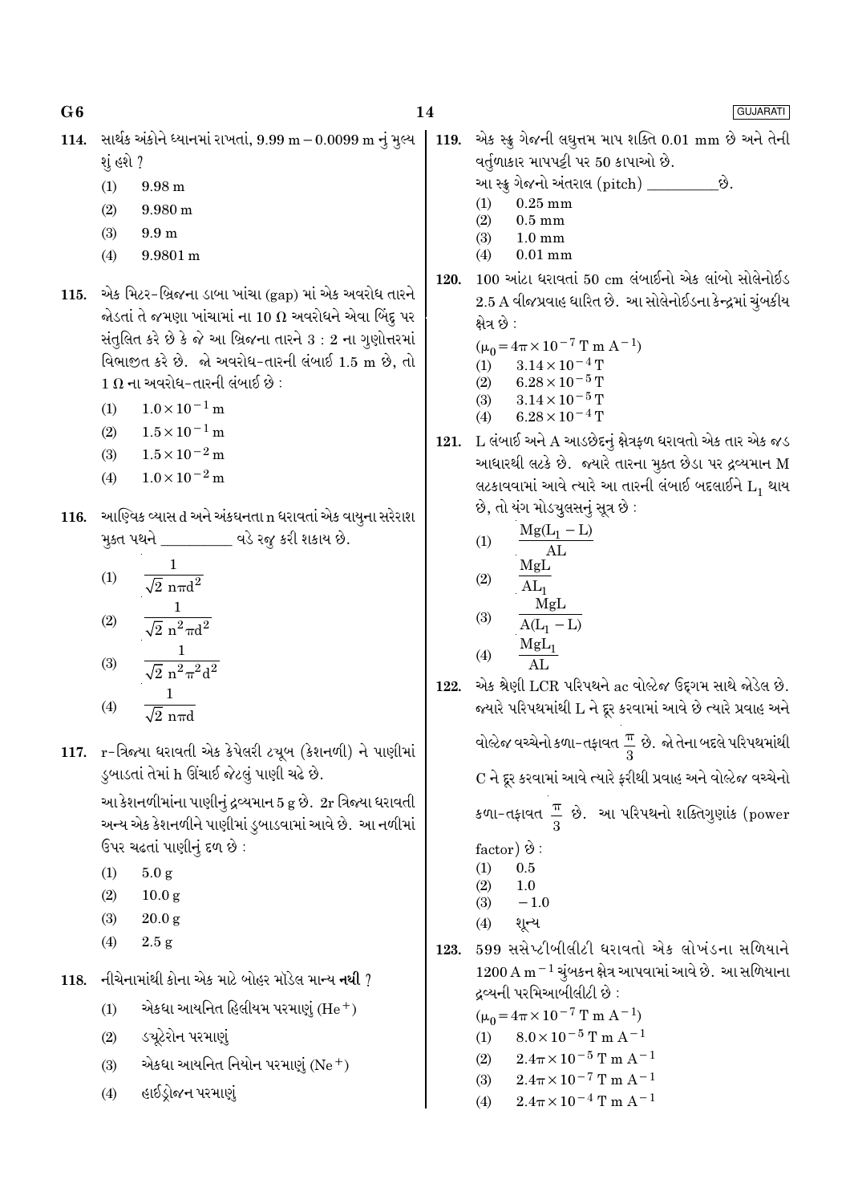114. સાર્થક અંકોને ધ્યાનમાં રાખતાં, 9.99 m − 0.0099 m નું મુલ્ય શું હશે ?

(1) 9.98 m

(2) 9.980 m

(3) 9.9 m

(4) 9.9801 m

115. એક મિટર-બ્રિજના ડાબા ખાંચા (gap) માં એક અવરોધ તારને જોડતાં તે જમણા ખાંચામાં ના 10 Ω અવરોધને એવા બિંદુ પર સંતુલિત કરે છે કે જે આ બ્રિજના તારને 3 : 2 ના ગુણોત્તરમાં વિભાજીત કરે છે. જો અવરોધ-તારની લંબાઈ 1.5 m છે, તો 1 Ω ના અવરોધ-તારની લંબાઈ છે :

(1) $1.0 \times 10^{-1}$ m

(2) $1.5 \times 10^{-1}$ m

(3) $1.5 \times 10^{-2}$ m

(4) $1.0 \times 10^{-2}$ m

116. આણ્વિક વ્યાસ d અને અંકઘનતા n ધરાવતાં એક વાયુના સરેરાશ મુક્ત પથને \_\_\_\_\_\_\_\_\_ વડે રજુ કરી શકાય છે.

(1) $\dfrac{1}{\sqrt{2}\, n\pi d^2}$

(2) $\dfrac{1}{\sqrt{2}\, n^2\pi d^2}$

(3) $\dfrac{1}{\sqrt{2}\, n^2\pi^2 d^2}$

(4) $\dfrac{1}{\sqrt{2}\, n\pi d}$

117. r-ત્રિજ્યા ધરાવતી એક કેપેલરી ટ્યૂબ (કેશનળી) ને પાણીમાં ડુબાડતાં તેમાં h ઊંચાઈ જેટલું પાણી ચઢે છે.

આ કેશનળીમાંના પાણીનું દ્રવ્યમાન 5 g છે. 2r ત્રિજ્યા ધરાવતી અન્ય એક કેશનળીને પાણીમાં ડુબાડવામાં આવે છે. આ નળીમાં ઉપર ચઢતાં પાણીનું દળ છે :

(1) 5.0 g

(2) 10.0 g

(3) 20.0 g

(4) 2.5 g

118. નીચેનામાંથી કોના એક માટે બોહર મૉડેલ માન્ય **નથી** ?

(1) એકધા આયનિત હિલીયમ પરમાણું ($He^+$)

(2) ડ્યૂટેરોન પરમાણું

(3) એકધા આયનિત નિયોન પરમાણું ($Ne^+$)

(4) હાઈડ્રોજન પરમાણું

119. એક સ્ક્રુ ગેજની લઘુત્તમ માપ શક્તિ 0.01 mm છે અને તેની વર્તુળાકાર માપપટ્ટી પર 50 કાપાઓ છે.

આ સ્ક્રુ ગેજનો અંતરાલ (pitch) \_\_\_\_\_\_\_\_\_\_છે.

(1) 0.25 mm

(2) 0.5 mm

(3) 1.0 mm

(4) 0.01 mm

120. 100 આંટા ધરાવતાં 50 cm લંબાઈનો એક લાંબો સોલેનોઈડ 2.5 A વીજપ્રવાહ ધારિત છે. આ સોલેનોઈડના કેન્દ્રમાં ચુંબકીય ક્ષેત્ર છે :

$(\mu_0 = 4\pi \times 10^{-7}\ \text{T m A}^{-1})$

(1) $3.14 \times 10^{-4}$ T

(2) $6.28 \times 10^{-5}$ T

(3) $3.14 \times 10^{-5}$ T

(4) $6.28 \times 10^{-4}$ T

121. L લંબાઈ અને A આડછેદનું ક્ષેત્રફળ ધરાવતો એક તાર એક જડ આધારથી લટકે છે. જ્યારે તારના મુક્ત છેડા પર દ્રવ્યમાન M લટકાવવામાં આવે ત્યારે આ તારની લંબાઈ બદલાઈને $L_1$ થાય છે, તો યંગ મોડ્યુલસનું સૂત્ર છે :

(1) $\dfrac{Mg(L_1 - L)}{AL}$

(2) $\dfrac{MgL}{AL_1}$

(3) $\dfrac{MgL}{A(L_1 - L)}$

(4) $\dfrac{MgL_1}{AL}$

122. એક શ્રેણી LCR પરિપથને ac વોલ્ટેજ ઉદ્ગમ સાથે જોડેલ છે. જ્યારે પરિપથમાંથી L ને દૂર કરવામાં આવે છે ત્યારે પ્રવાહ અને વોલ્ટેજ વચ્ચેનો કળા-તફાવત $\dfrac{\pi}{3}$ છે. જો તેના બદલે પરિપથમાંથી C ને દૂર કરવામાં આવે ત્યારે ફરીથી પ્રવાહ અને વોલ્ટેજ વચ્ચેનો કળા-તફાવત $\dfrac{\pi}{3}$ છે. આ પરિપથનો શક્તિગુણાંક (power factor) છે :

(1) 0.5

(2) 1.0

(3) −1.0

(4) શૂન્ય

123. 599 સસેપ્ટીબીલીટી ધરાવતો એક લોખંડના સળિયાને $1200\ \text{A m}^{-1}$ ચુંબકન ક્ષેત્ર આપવામાં આવે છે. આ સળિયાના દ્રવ્યની પરમિઆબીલીટી છે :

$(\mu_0 = 4\pi \times 10^{-7}\ \text{T m A}^{-1})$

(1) $8.0 \times 10^{-5}\ \text{T m A}^{-1}$

(2) $2.4\pi \times 10^{-5}\ \text{T m A}^{-1}$

(3) $2.4\pi \times 10^{-7}\ \text{T m A}^{-1}$

(4) $2.4\pi \times 10^{-4}\ \text{T m A}^{-1}$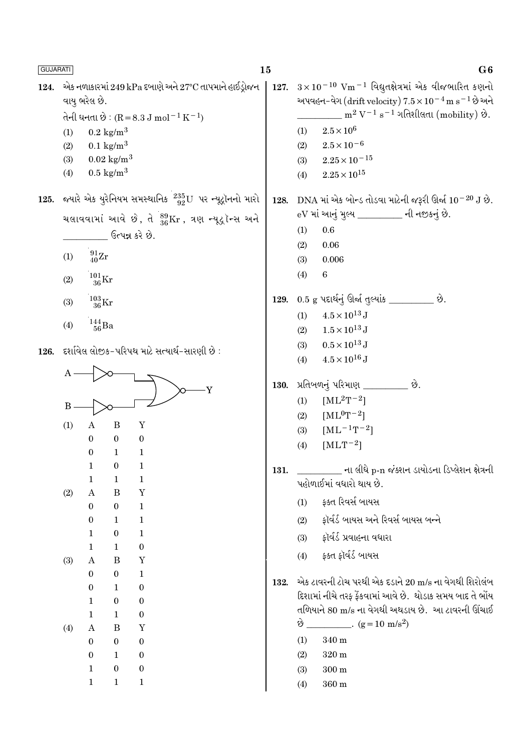**124.** એક નળાકારમાં 249 kPa દબાણે અને 27°C તાપમાને હાઈડ્રોજન વાયુ ભરેલ છે.

તેની ઘનતા છે : ($R = 8.3 \text{ J mol}^{-1} \text{K}^{-1}$)

(1) $0.2 \text{ kg/m}^3$

(2) $0.1 \text{ kg/m}^3$

(3) $0.02 \text{ kg/m}^3$

(4) $0.5 \text{ kg/m}^3$

**125.** જ્યારે એક યુરેનિયમ સમસ્થાનિક $^{235}_{92}\text{U}$ પર ન્યૂટ્રોનનો મારો ચલાવવામાં આવે છે, તે $^{89}_{36}\text{Kr}$, ત્રણ ન્યૂટ્રોન્સ અને __________ ઉત્પન્ન કરે છે.

(1) $^{91}_{40}\text{Zr}$

(2) $^{101}_{36}\text{Kr}$

(3) $^{103}_{36}\text{Kr}$

(4) $^{144}_{56}\text{Ba}$

**126.** દર્શાવેલ લોજીક-પરિપથ માટે સત્યાર્થ-સારણી છે :

(A → NOT, B → NOT, both into NOR gate → Y)

(1)

| A | B | Y |
|---|---|---|
| 0 | 0 | 0 |
| 0 | 1 | 1 |
| 1 | 0 | 1 |
| 1 | 1 | 1 |

(2)

| A | B | Y |
|---|---|---|
| 0 | 0 | 1 |
| 0 | 1 | 1 |
| 1 | 0 | 1 |
| 1 | 1 | 0 |

(3)

| A | B | Y |
|---|---|---|
| 0 | 0 | 1 |
| 0 | 1 | 0 |
| 1 | 0 | 0 |
| 1 | 1 | 0 |

(4)

| A | B | Y |
|---|---|---|
| 0 | 0 | 0 |
| 0 | 1 | 0 |
| 1 | 0 | 0 |
| 1 | 1 | 1 |

**127.** $3 \times 10^{-10} \text{ Vm}^{-1}$ વિદ્યુતક્ષેત્રમાં એક વીજભારિત કણનો અપવહન-વેગ (drift velocity) $7.5 \times 10^{-4} \text{ m s}^{-1}$ છે અને __________ $\text{m}^2 \text{ V}^{-1} \text{ s}^{-1}$ ગતિશીલતા (mobility) છે.

(1) $2.5 \times 10^6$

(2) $2.5 \times 10^{-6}$

(3) $2.25 \times 10^{-15}$

(4) $2.25 \times 10^{15}$

**128.** DNA માં એક બોન્ડ તોડવા માટેની જરૂરી ઊર્જા $10^{-20}$ J છે. eV માં આનું મુલ્ય __________ ની નજીકનું છે.

(1) 0.6

(2) 0.06

(3) 0.006

(4) 6

**129.** 0.5 g પદાર્થનું ઊર્જા તુલ્યાંક __________ છે.

(1) $4.5 \times 10^{13}$ J

(2) $1.5 \times 10^{13}$ J

(3) $0.5 \times 10^{13}$ J

(4) $4.5 \times 10^{16}$ J

**130.** પ્રતિબળનું પરિમાણ __________ છે.

(1) $[\text{ML}^2\text{T}^{-2}]$

(2) $[\text{ML}^0\text{T}^{-2}]$

(3) $[\text{ML}^{-1}\text{T}^{-2}]$

(4) $[\text{MLT}^{-2}]$

**131.** __________ ના લીધે p-n જંક્શન ડાયોડના ડિપ્લેશન ક્ષેત્રની પહોળાઈમાં વધારો થાય છે.

(1) ફક્ત રિવર્સ બાયસ

(2) ફોર્વર્ડ બાયસ અને રિવર્સ બાયસ બન્ને

(3) ફોર્વર્ડ પ્રવાહના વધારા

(4) ફક્ત ફોર્વર્ડ બાયસ

**132.** એક ટાવરની ટોચ પરથી એક દડાને 20 m/s ના વેગથી શિરોલંબ દિશામાં નીચે તરફ ફેંકવામાં આવે છે. થોડાક સમય બાદ તે ભોંય તળિયાને 80 m/s ના વેગથી અથડાય છે. આ ટાવરની ઊંચાઈ છે __________. ($g = 10 \text{ m/s}^2$)

(1) 340 m

(2) 320 m

(3) 300 m

(4) 360 m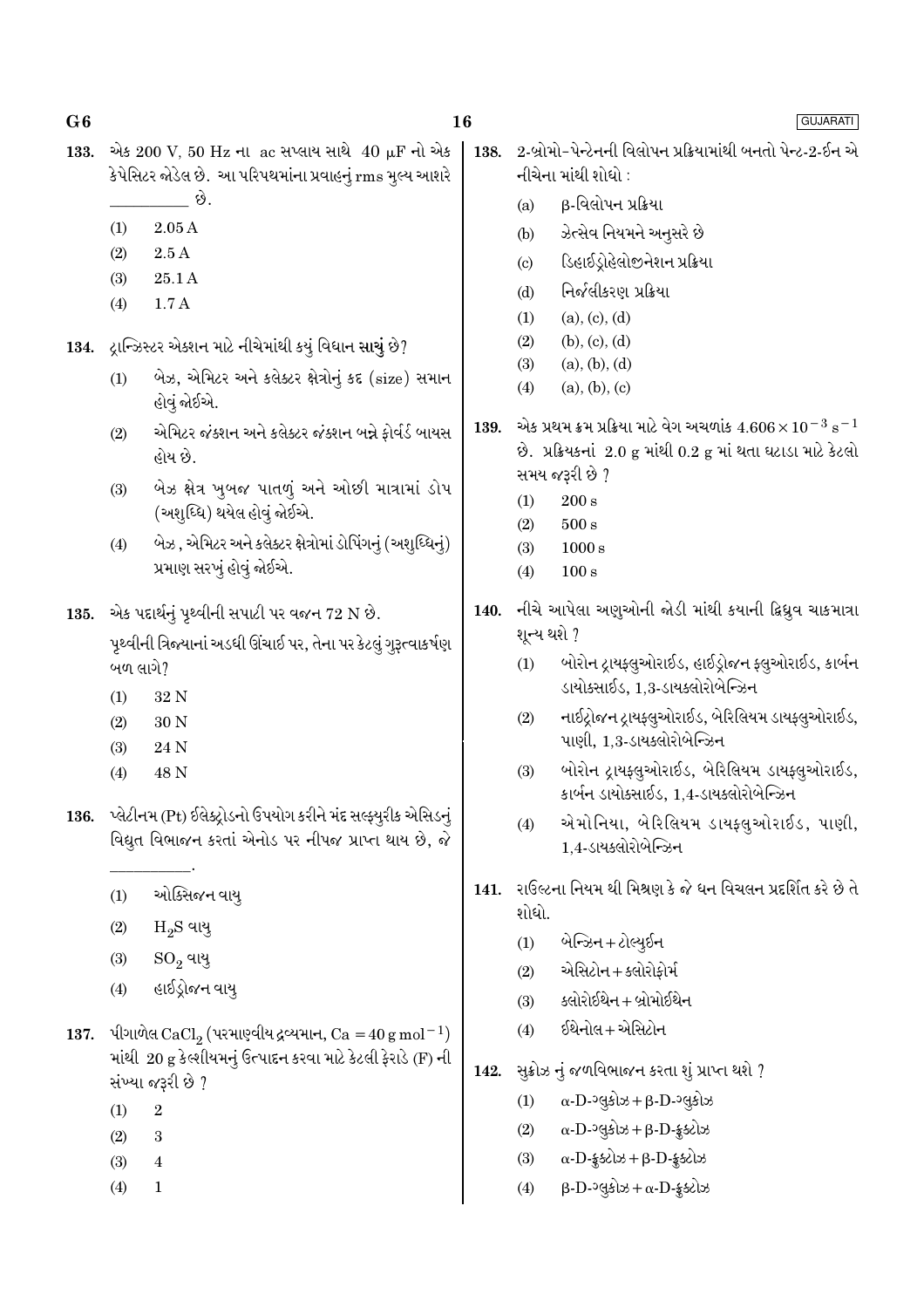133. એક 200 V, 50 Hz ના ac સપ્લાય સાથે 40 μF નો એક કેપેસિટર જોડેલ છે. આ પરિપથમાંના પ્રવાહનું rms મુલ્ય આશરે __________ છે.

(1) 2.05 A

(2) 2.5 A

(3) 25.1 A

(4) 1.7 A

134. ટ્રાન્ઝિસ્ટર એક્શન માટે નીચેમાંથી કયું વિધાન **સાચું** છે?

(1) બેઝ, એમિટર અને કલેક્ટર ક્ષેત્રોનું કદ (size) સમાન હોવું જોઈએ.

(2) એમિટર જંક્શન અને કલેક્ટર જંક્શન બન્ને ફોર્વર્ડ બાયસ હોય છે.

(3) બેઝ ક્ષેત્ર ખુબજ પાતળું અને ઓછી માત્રામાં ડોપ (અશુધ્ધિ) થયેલ હોવું જોઈએ.

(4) બેઝ, એમિટર અને કલેક્ટર ક્ષેત્રોમાં ડોપિંગનું (અશુધ્ધિનું) પ્રમાણ સરખું હોવું જોઈએ.

135. એક પદાર્થનું પૃથ્વીની સપાટી પર વજન 72 N છે.
પૃથ્વીની ત્રિજ્યાનાં અડધી ઊંચાઈ પર, તેના પર કેટલું ગુરૂત્વાકર્ષણ બળ લાગે?

(1) 32 N

(2) 30 N

(3) 24 N

(4) 48 N

136. પ્લેટીનમ (Pt) ઈલેક્ટ્રોડનો ઉપયોગ કરીને મંદ સલ્ફ્યુરીક એસિડનું વિદ્યુત વિભાજન કરતાં એનોડ પર નીપજ પ્રાપ્ત થાય છે, જે __________.

(1) ઓક્સિજન વાયુ

(2) $H_2S$ વાયુ

(3) $SO_2$ વાયુ

(4) હાઈડ્રોજન વાયુ

137. પીગાળેલ $CaCl_2$ (પરમાણ્વીય દ્રવ્યમાન, $Ca = 40\ g\ mol^{-1}$) માંથી 20 g કેલ્શીયમનું ઉત્પાદન કરવા માટે કેટલી ફેરાડે (F) ની સંખ્યા જરૂરી છે ?

(1) 2

(2) 3

(3) 4

(4) 1

138. 2-બ્રોમો-પેન્ટેનની વિલોપન પ્રક્રિયામાંથી બનતો પેન્ટ-2-ઈન એ નીચેના માંથી શોધો :

(a) β-વિલોપન પ્રક્રિયા

(b) ઝેત્સેવ નિયમને અનુસરે છે

(c) ડિહાઈડ્રોહેલોજીનેશન પ્રક્રિયા

(d) નિર્જલીકરણ પ્રક્રિયા

(1) (a), (c), (d)

(2) (b), (c), (d)

(3) (a), (b), (d)

(4) (a), (b), (c)

139. એક પ્રથમ ક્રમ પ્રક્રિયા માટે વેગ અચળાંક $4.606 \times 10^{-3}\ s^{-1}$ છે. પ્રક્રિયકનાં 2.0 g માંથી 0.2 g માં થતા ઘટાડા માટે કેટલો સમય જરૂરી છે ?

(1) 200 s

(2) 500 s

(3) 1000 s

(4) 100 s

140. નીચે આપેલા અણુઓની જોડી માંથી કયાની દ્વિધ્રુવ ચાકમાત્રા શૂન્ય થશે ?

(1) બોરોન ટ્રાયફ્લુઓરાઈડ, હાઈડ્રોજન ફ્લુઓરાઈડ, કાર્બન ડાયોક્સાઈડ, 1,3-ડાયક્લોરોબેન્ઝિન

(2) નાઈટ્રોજન ટ્રાયફ્લુઓરાઈડ, બેરિલિયમ ડાયફ્લુઓરાઈડ, પાણી, 1,3-ડાયક્લોરોબેન્ઝિન

(3) બોરોન ટ્રાયફ્લુઓરાઈડ, બેરિલિયમ ડાયફ્લુઓરાઈડ, કાર્બન ડાયોક્સાઈડ, 1,4-ડાયક્લોરોબેન્ઝિન

(4) એમોનિયા, બેરિલિયમ ડાયફ્લુઓરાઈડ, પાણી, 1,4-ડાયક્લોરોબેન્ઝિન

141. રાઉલ્ટના નિયમ થી મિશ્રણ કે જે ધન વિચલન પ્રદર્શિત કરે છે તે શોધો.

(1) બેન્ઝિન + ટોલ્યુઈન

(2) એસિટોન + ક્લોરોફોર્મ

(3) ક્લોરોઈથેન + બ્રોમોઈથેન

(4) ઈથેનોલ + એસિટોન

142. સુક્રોઝ નું જળવિભાજન કરતા શું પ્રાપ્ત થશે ?

(1) α-D-ગ્લુકોઝ + β-D-ગ્લુકોઝ

(2) α-D-ગ્લુકોઝ + β-D-ફ્રુક્ટોઝ

(3) α-D-ફ્રુક્ટોઝ + β-D-ફ્રુક્ટોઝ

(4) β-D-ગ્લુકોઝ + α-D-ફ્રુક્ટોઝ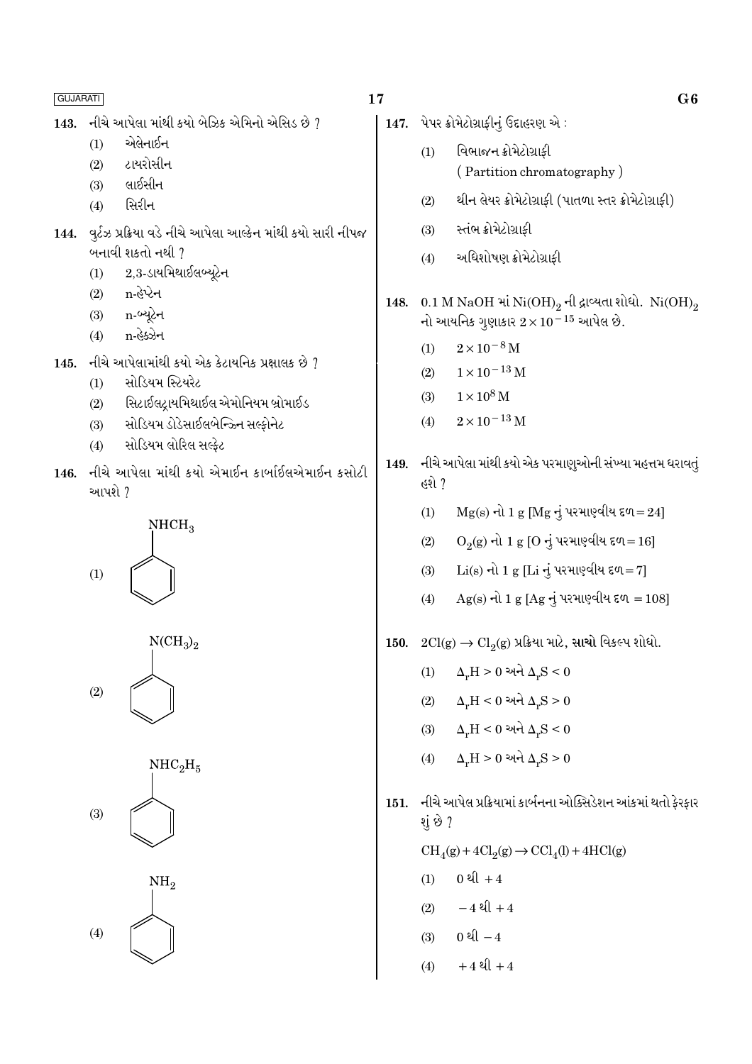143. નીચે આપેલા માંથી કયો બેઝિક એમિનો એસિડ છે ?

(1) એલેનાઈન

(2) ટાયરોસીન

(3) લાઈસીન

(4) સિરીન

144. વુર્ટ્ઝ પ્રક્રિયા વડે નીચે આપેલા આલ્કેન માંથી કયો સારી નીપજ બનાવી શકતો નથી ?

(1) 2,3-ડાયમિથાઈલબ્યૂટેન

(2) n-હેપ્ટેન

(3) n-બ્યૂટેન

(4) n-હેક્ઝેન

145. નીચે આપેલામાંથી કયો એક કેટાયનિક પ્રક્ષાલક છે ?

(1) સોડિયમ સ્ટિયરેટ

(2) સિટાઈલટ્રાયમિથાઈલ એમોનિયમ બ્રોમાઈડ

(3) સોડિયમ ડોડેસાઈલબેન્ઝિન સલ્ફોનેટ

(4) સોડિયમ લોરિલ સલ્ફેટ

146. નીચે આપેલા માંથી કયો એમાઈન કાર્બાઈલએમાઈન કસોટી આપશે ?

(1) $C_6H_5NHCH_3$

(2) $C_6H_5N(CH_3)_2$

(3) $C_6H_5NHC_2H_5$

(4) $C_6H_5NH_2$

147. પેપર ક્રોમેટોગ્રાફીનું ઉદાહરણ એ :

(1) વિભાજન ક્રોમેટોગ્રાફી (Partition chromatography)

(2) થીન લેયર ક્રોમેટોગ્રાફી (પાતળા સ્તર ક્રોમેટોગ્રાફી)

(3) સ્તંભ ક્રોમેટોગ્રાફી

(4) અધિશોષણ ક્રોમેટોગ્રાફી

148. 0.1 M NaOH માં $Ni(OH)_2$ ની દ્રાવ્યતા શોધો. $Ni(OH)_2$ નો આયનિક ગુણાકાર $2 \times 10^{-15}$ આપેલ છે.

(1) $2 \times 10^{-8}$ M

(2) $1 \times 10^{-13}$ M

(3) $1 \times 10^{8}$ M

(4) $2 \times 10^{-13}$ M

149. નીચે આપેલા માંથી કયો એક પરમાણુઓની સંખ્યા મહત્તમ ધરાવતું હશે ?

(1) Mg(s) નો 1 g [Mg નું પરમાણ્વીય દળ = 24]

(2) $O_2$(g) નો 1 g [O નું પરમાણ્વીય દળ = 16]

(3) Li(s) નો 1 g [Li નું પરમાણ્વીય દળ = 7]

(4) Ag(s) નો 1 g [Ag નું પરમાણ્વીય દળ = 108]

150. $2Cl(g) \rightarrow Cl_2(g)$ પ્રક્રિયા માટે, **સાચો** વિકલ્પ શોધો.

(1) $\Delta_r H > 0$ અને $\Delta_r S < 0$

(2) $\Delta_r H < 0$ અને $\Delta_r S > 0$

(3) $\Delta_r H < 0$ અને $\Delta_r S < 0$

(4) $\Delta_r H > 0$ અને $\Delta_r S > 0$

151. નીચે આપેલ પ્રક્રિયામાં કાર્બનના ઓક્સિડેશન આંકમાં થતો ફેરફાર શું છે ?

$$CH_4(g) + 4Cl_2(g) \rightarrow CCl_4(l) + 4HCl(g)$$

(1) 0 થી +4

(2) −4 થી +4

(3) 0 થી −4

(4) +4 થી +4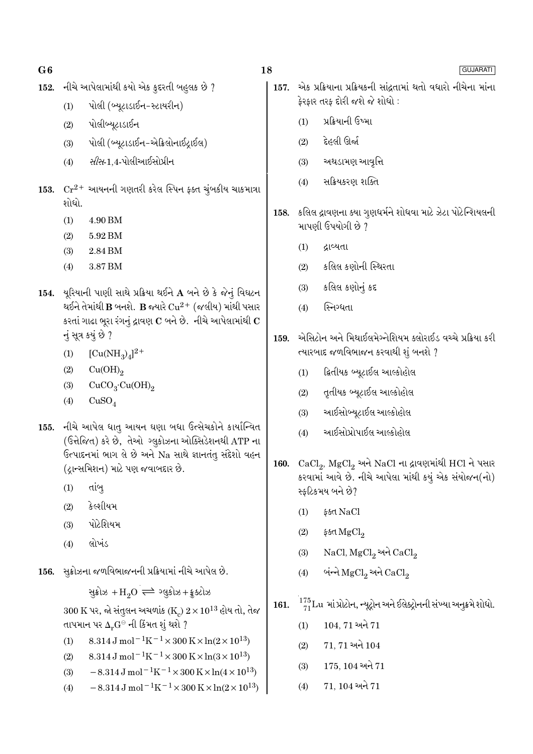152. નીચે આપેલામાંથી કયો એક કુદરતી બહુલક છે ?

(1) પોલી (બ્યૂટાડાઈન-સ્ટાયરીન)

(2) પોલીબ્યૂટાડાઈન

(3) પોલી (બ્યૂટાડાઈન-એક્રિલોનાઈટ્રાઈલ)

(4) *સીસ*-1,4-પોલીઆઈસોપ્રીન

153. $Cr^{2+}$ આયનની ગણતરી કરેલ સ્પિન ફક્ત ચુંબકીય ચાકમાત્રા શોધો.

(1) 4.90 BM

(2) 5.92 BM

(3) 2.84 BM

(4) 3.87 BM

154. યૂરિયાની પાણી સાથે પ્રક્રિયા થઈને **A** બને છે કે જેનું વિઘટન થઈને તેમાંથી **B** બનશે. **B** જ્યારે $Cu^{2+}$ (જલીય) માંથી પસાર કરતાં ગાઢા ભૂરા રંગનું દ્રાવણ **C** બને છે. નીચે આપેલામાંથી **C** નું સૂત્ર કયું છે ?

(1) $[Cu(NH_3)_4]^{2+}$

(2) $Cu(OH)_2$

(3) $CuCO_3 \cdot Cu(OH)_2$

(4) $CuSO_4$

155. નીચે આપેલ ધાતુ આયન ઘણા બધા ઉત્સેચકોને કાર્યાન્વિત (ઉત્તેજિત) કરે છે, તેઓ ગ્લુકોઝના ઓક્સિડેશનથી ATP ના ઉત્પાદનમાં ભાગ લે છે અને Na સાથે જ્ઞાનતંતુ સંદેશો વહન (ટ્રાન્સમિશન) માટે પણ જવાબદાર છે.

(1) તાંબુ

(2) કેલ્શીયમ

(3) પોટેશિયમ

(4) લોખંડ

156. સુક્રોઝના જળવિભાજનની પ્રક્રિયામાં નીચે આપેલ છે.

$$\text{સુક્રોઝ} + H_2O \rightleftharpoons \text{ગ્લુકોઝ} + \text{ફ્રુક્ટોઝ}$$

300 K પર, જો સંતુલન અચળાંક $(K_c)$ $2 \times 10^{13}$ હોય તો, તેજ તાપમાન પર $\Delta_r G^{\ominus}$ ની કિંમત શું થશે ?

(1) $8.314\ J\ mol^{-1}K^{-1} \times 300\ K \times \ln(2 \times 10^{13})$

(2) $8.314\ J\ mol^{-1}K^{-1} \times 300\ K \times \ln(3 \times 10^{13})$

(3) $-8.314\ J\ mol^{-1}K^{-1} \times 300\ K \times \ln(4 \times 10^{13})$

(4) $-8.314\ J\ mol^{-1}K^{-1} \times 300\ K \times \ln(2 \times 10^{13})$

157. એક પ્રક્રિયાના પ્રક્રિયકની સાંદ્રતામાં થતો વધારો નીચેના માંના ફેરફાર તરફ દોરી જશે જે શોધો :

(1) પ્રક્રિયાની ઉષ્મા

(2) દેહલી ઊર્જા

(3) અથડામણ આવૃત્તિ

(4) સક્રિયકરણ શક્તિ

158. કલિલ દ્રાવણના કયા ગુણધર્મને શોધવા માટે ઝેટા પોટેન્શિયલની માપણી ઉપયોગી છે ?

(1) દ્રાવ્યતા

(2) કલિલ કણોની સ્થિરતા

(3) કલિલ કણોનું કદ

(4) સ્નિગ્ધતા

159. એસિટોન અને મિથાઈલમેગ્નેશિયમ ક્લોરાઈડ વચ્ચે પ્રક્રિયા કરી ત્યારબાદ જળવિભાજન કરવાથી શું બનશે ?

(1) દ્વિતીયક બ્યૂટાઈલ આલ્કોહોલ

(2) તૃતીયક બ્યૂટાઈલ આલ્કોહોલ

(3) આઈસોબ્યૂટાઈલ આલ્કોહોલ

(4) આઈસોપ્રોપાઈલ આલ્કોહોલ

160. $CaCl_2$, $MgCl_2$ અને NaCl ના દ્રાવણમાંથી HCl ને પસાર કરવામાં આવે છે. નીચે આપેલા માંથી કયું એક સંયોજન(નો) સ્ફટિકમય બને છે?

(1) ફક્ત NaCl

(2) ફક્ત $MgCl_2$

(3) NaCl, $MgCl_2$ અને $CaCl_2$

(4) બંન્ને $MgCl_2$ અને $CaCl_2$

161. $^{175}_{71}Lu$ માં પ્રોટોન, ન્યૂટ્રોન અને ઈલેક્ટ્રોનની સંખ્યા અનુક્રમે શોધો.

(1) 104, 71 અને 71

(2) 71, 71 અને 104

(3) 175, 104 અને 71

(4) 71, 104 અને 71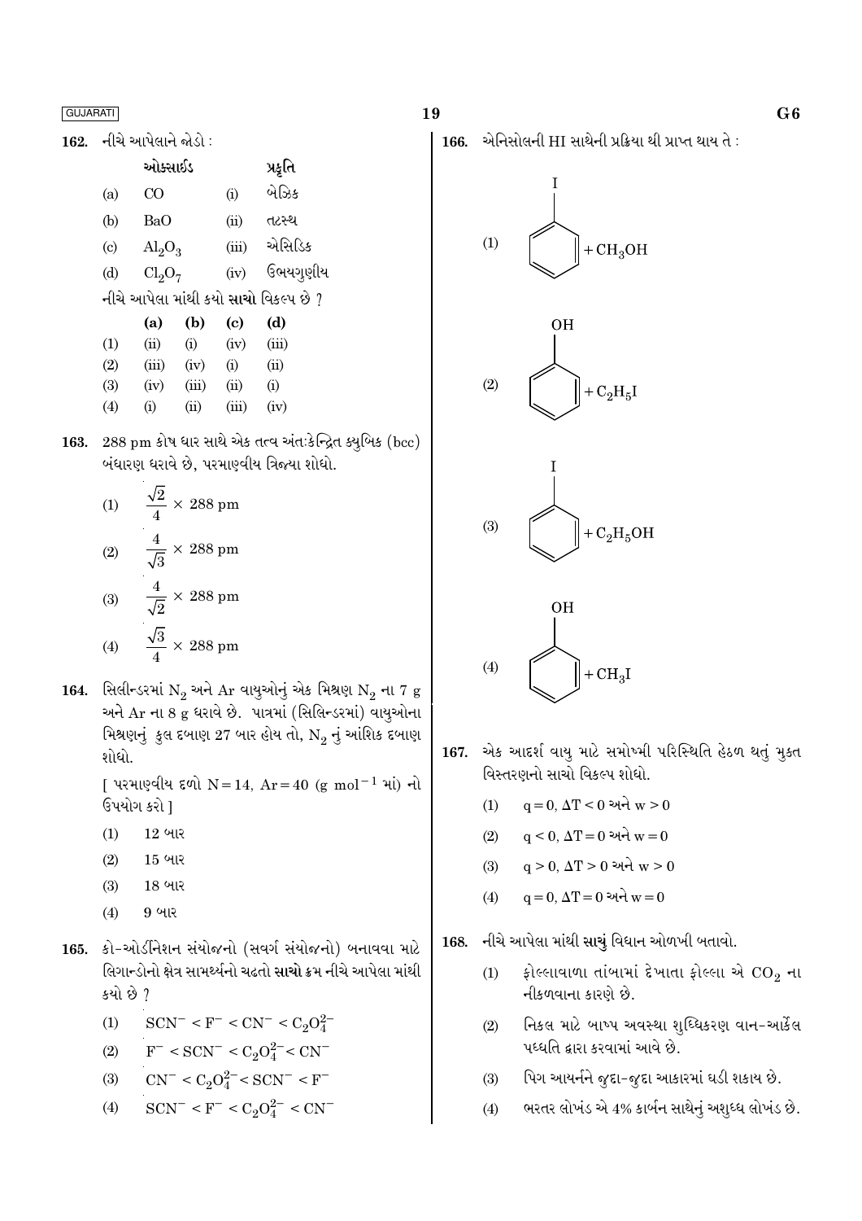162. નીચે આપેલાને જોડો :

| | ઓક્સાઈડ | | પ્રકૃતિ |
|---|---|---|---|
| (a) | $CO$ | (i) | બેઝિક |
| (b) | $BaO$ | (ii) | તટસ્થ |
| (c) | $Al_2O_3$ | (iii) | એસિડિક |
| (d) | $Cl_2O_7$ | (iv) | ઉભયગુણીય |

નીચે આપેલા માંથી કયો **સાચો** વિકલ્પ છે ?

| | (a) | (b) | (c) | (d) |
|---|---|---|---|---|
| (1) | (ii) | (i) | (iv) | (iii) |
| (2) | (iii) | (iv) | (i) | (ii) |
| (3) | (iv) | (iii) | (ii) | (i) |
| (4) | (i) | (ii) | (iii) | (iv) |

163. 288 pm કોષ ધાર સાથે એક તત્વ અંતઃકેન્દ્રિત ક્યુબિક (bcc) બંધારણ ધરાવે છે, પરમાણ્વીય ત્રિજ્યા શોધો.

(1) $\frac{\sqrt{2}}{4} \times 288$ pm

(2) $\frac{4}{\sqrt{3}} \times 288$ pm

(3) $\frac{4}{\sqrt{2}} \times 288$ pm

(4) $\frac{\sqrt{3}}{4} \times 288$ pm

164. સિલીન્ડરમાં $N_2$ અને Ar વાયુઓનું એક મિશ્રણ $N_2$ ના 7 g અને Ar ના 8 g ધરાવે છે. પાત્રમાં (સિલિન્ડરમાં) વાયુઓના મિશ્રણનું કુલ દબાણ 27 બાર હોય તો, $N_2$ નું આંશિક દબાણ શોધો.

[ પરમાણ્વીય દળો N = 14, Ar = 40 (g $mol^{-1}$ માં) નો ઉપયોગ કરો ]

(1) 12 બાર

(2) 15 બાર

(3) 18 બાર

(4) 9 બાર

165. કો-ઓર્ડિનેશન સંયોજનો (સવર્ગ સંયોજનો) બનાવવા માટે લિગાન્ડોનો ક્ષેત્ર સામર્થ્યનો ચઢતો **સાચો** ક્રમ નીચે આપેલા માંથી કયો છે ?

(1) $SCN^- < F^- < CN^- < C_2O_4^{2-}$

(2) $F^- < SCN^- < C_2O_4^{2-} < CN^-$

(3) $CN^- < C_2O_4^{2-} < SCN^- < F^-$

(4) $SCN^- < F^- < C_2O_4^{2-} < CN^-$

166. એનિસોલની HI સાથેની પ્રક્રિયા થી પ્રાપ્ત થાય તે :

(1) (બેન્ઝીન વલયમાં I) + $CH_3OH$

(2) (બેન્ઝીન વલયમાં OH) + $C_2H_5I$

(3) (બેન્ઝીન વલયમાં I) + $C_2H_5OH$

(4) (બેન્ઝીન વલયમાં OH) + $CH_3I$

167. એક આદર્શ વાયુ માટે સમોષ્મી પરિસ્થિતિ હેઠળ થતું મુક્ત વિસ્તરણનો સાચો વિકલ્પ શોધો.

(1) $q = 0, \Delta T < 0$ અને $w > 0$

(2) $q < 0, \Delta T = 0$ અને $w = 0$

(3) $q > 0, \Delta T > 0$ અને $w > 0$

(4) $q = 0, \Delta T = 0$ અને $w = 0$

168. નીચે આપેલા માંથી **સાચું** વિધાન ઓળખી બતાવો.

(1) ફોલ્લાવાળા તાંબામાં દેખાતા ફોલ્લા એ $CO_2$ ના નીકળવાના કારણે છે.

(2) નિકલ માટે બાષ્પ અવસ્થા શુધ્ધિકરણ વાન-આર્કેલ પધ્ધતિ દ્વારા કરવામાં આવે છે.

(3) પિગ આયર્નને જુદા-જુદા આકારમાં ઘડી શકાય છે.

(4) ભરતર લોખંડ એ 4% કાર્બન સાથેનું અશુધ્ધ લોખંડ છે.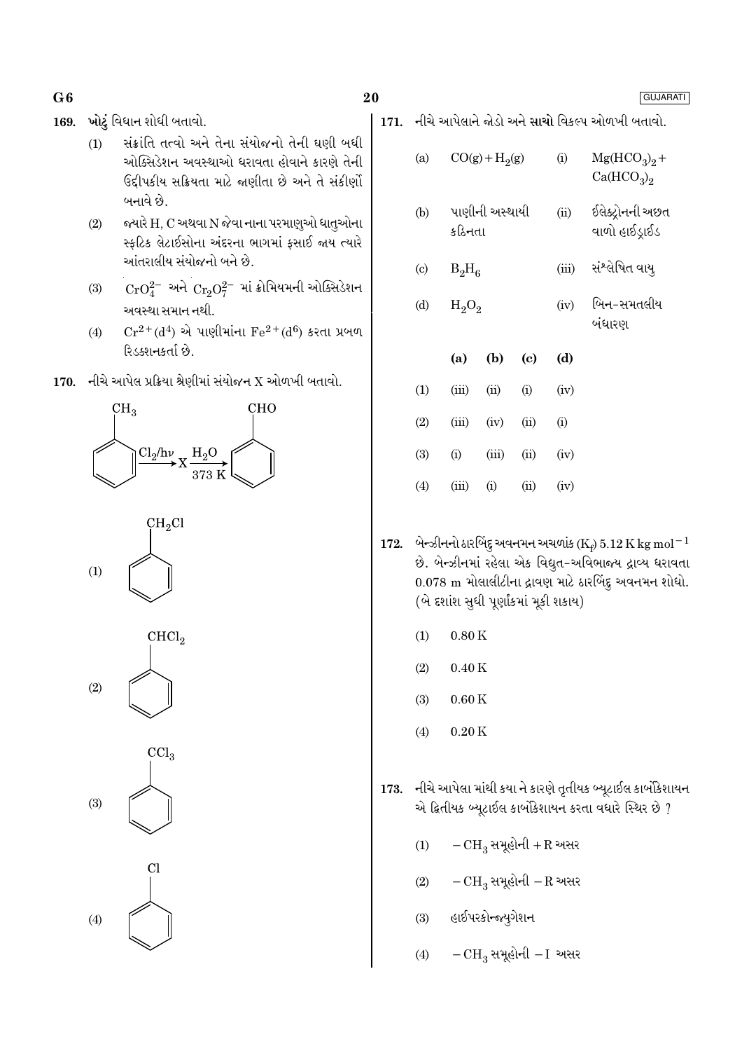**169.** ખોટું વિધાન શોધી બતાવો.

(1) સંક્રાંતિ તત્વો અને તેના સંયોજનો તેની ઘણી બધી ઓક્સિડેશન અવસ્થાઓ ધરાવતા હોવાને કારણે તેની ઉદ્દીપકીય સક્રિયતા માટે જાણીતા છે અને તે સંકીર્ણો બનાવે છે.

(2) જ્યારે H, C અથવા N જેવા નાના પરમાણુઓ ધાતુઓના સ્ફટિક લેટાઈસોના અંદરના ભાગમાં ફસાઈ જાય ત્યારે આંતરાલીય સંયોજનો બને છે.

(3) $CrO_4^{2-}$ અને $Cr_2O_7^{2-}$ માં ક્રોમિયમની ઓક્સિડેશન અવસ્થા સમાન નથી.

(4) $Cr^{2+}(d^4)$ એ પાણીમાંના $Fe^{2+}(d^6)$ કરતા પ્રબળ રિડક્શનકર્તા છે.

**170.** નીચે આપેલ પ્રક્રિયા શ્રેણીમાં સંયોજન X ઓળખી બતાવો.

$$C_6H_5CH_3 \xrightarrow{Cl_2/h\nu} X \xrightarrow[373\ K]{H_2O} C_6H_5CHO$$

(1) $C_6H_5CH_2Cl$

(2) $C_6H_5CHCl_2$

(3) $C_6H_5CCl_3$

(4) $C_6H_5Cl$

**171.** નીચે આપેલાને જોડો અને **સાચો** વિકલ્પ ઓળખી બતાવો.

| | | | |
|---|---|---|---|
| (a) | $CO(g) + H_2(g)$ | (i) | $Mg(HCO_3)_2 + Ca(HCO_3)_2$ |
| (b) | પાણીની અસ્થાયી કઠિનતા | (ii) | ઈલેક્ટ્રોનની અછત વાળો હાઈડ્રાઈડ |
| (c) | $B_2H_6$ | (iii) | સંશ્લેષિત વાયુ |
| (d) | $H_2O_2$ | (iv) | બિન-સમતલીય બંધારણ |

| | (a) | (b) | (c) | (d) |
|---|---|---|---|---|
| (1) | (iii) | (ii) | (i) | (iv) |
| (2) | (iii) | (iv) | (ii) | (i) |
| (3) | (i) | (iii) | (ii) | (iv) |
| (4) | (iii) | (i) | (ii) | (iv) |

**172.** બેન્ઝીનનો ઠારબિંદુ અવનમન અચળાંક ($K_f$) 5.12 K kg mol$^{-1}$ છે. બેન્ઝીનમાં રહેલા એક વિદ્યુત-અવિભાજ્ય દ્રાવ્ય ધરાવતા 0.078 m મોલાલીટીના દ્રાવણ માટે ઠારબિંદુ અવનમન શોધો. (બે દશાંશ સુધી પૂર્ણાંકમાં મૂકી શકાય)

(1) 0.80 K

(2) 0.40 K

(3) 0.60 K

(4) 0.20 K

**173.** નીચે આપેલા માંથી કયા ને કારણે તૃતીયક બ્યૂટાઈલ કાર્બોકેશાયન એ દ્વિતીયક બ્યૂટાઈલ કાર્બોકેશાયન કરતા વધારે સ્થિર છે ?

(1) $-CH_3$ સમૂહોની +R અસર

(2) $-CH_3$ સમૂહોની −R અસર

(3) હાઈપરકોન્જ્યુગેશન

(4) $-CH_3$ સમૂહોની −I અસર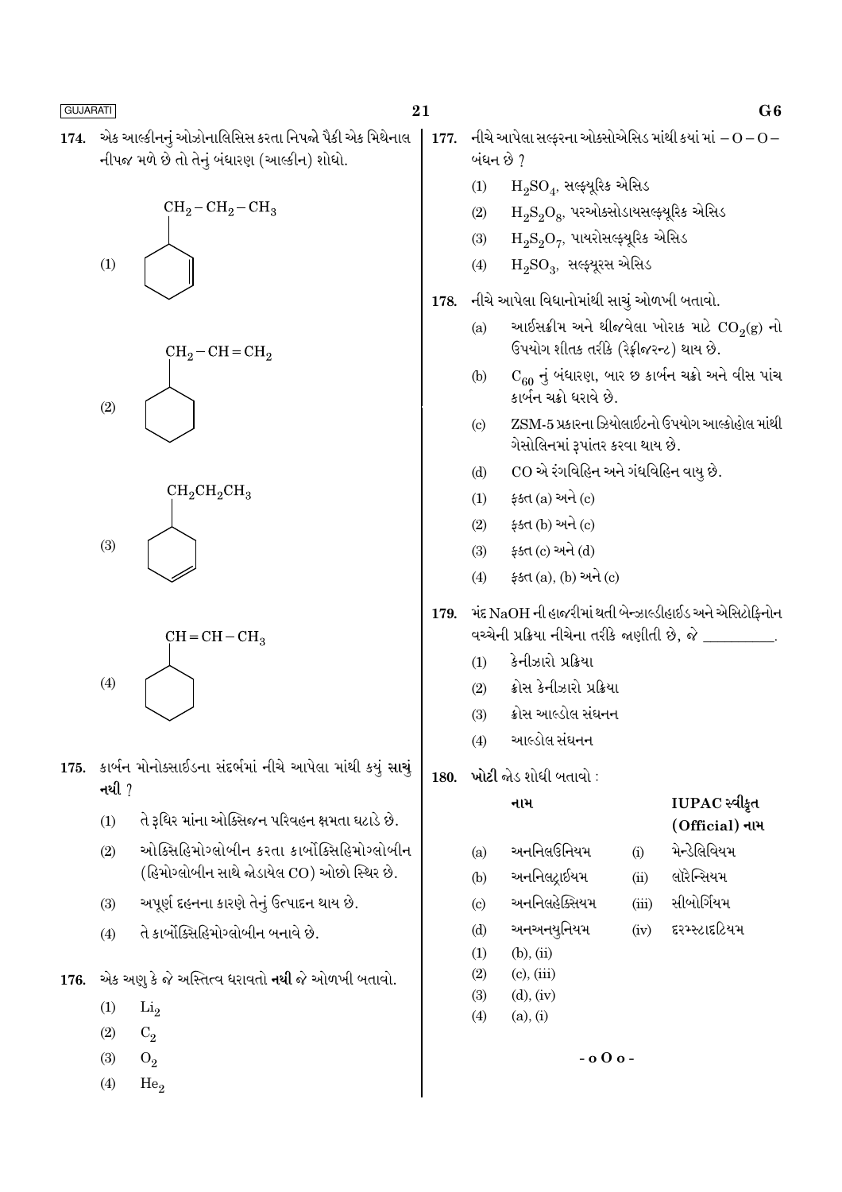174. એક આલ્કીનનું ઓઝોનાલિસિસ કરતા નિપજો પૈકી એક મિથેનાલ નીપજ મળે છે તો તેનું બંધારણ (આલ્કીન) શોધો.

(1) $CH_2-CH_2-CH_3$ સમૂહ ધરાવતું સાયક્લોહેક્ઝીન (વલયમાં દ્વિબંધ)

(2) $CH_2-CH=CH_2$ સમૂહ ધરાવતું સાયક્લોહેક્ઝેન

(3) $CH_2CH_2CH_3$ સમૂહ ધરાવતું સાયક્લોહેક્ઝીન (વલયમાં દ્વિબંધ)

(4) $CH=CH-CH_3$ સમૂહ ધરાવતું સાયક્લોહેક્ઝેન

175. કાર્બન મોનોક્સાઈડના સંદર્ભમાં નીચે આપેલા માંથી કયું સાચું **નથી** ?

(1) તે રૂધિર માંના ઓક્સિજન પરિવહન ક્ષમતા ઘટાડે છે.

(2) ઓક્સિહિમોગ્લોબીન કરતા કાર્બોક્સિહિમોગ્લોબીન (હિમોગ્લોબીન સાથે જોડાયેલ CO) ઓછો સ્થિર છે.

(3) અપૂર્ણ દહનના કારણે તેનું ઉત્પાદન થાય છે.

(4) તે કાર્બોક્સિહિમોગ્લોબીન બનાવે છે.

176. એક અણુ કે જે અસ્તિત્વ ધરાવતો **નથી** જે ઓળખી બતાવો.

(1) $Li_2$

(2) $C_2$

(3) $O_2$

(4) $He_2$

177. નીચે આપેલા સલ્ફરના ઓક્સોએસિડ માંથી કયાં માં $-O-O-$ બંધન છે ?

(1) $H_2SO_4$, સલ્ફ્યૂરિક એસિડ

(2) $H_2S_2O_8$, પરઓક્સોડાયસલ્ફ્યૂરિક એસિડ

(3) $H_2S_2O_7$, પાયરોસલ્ફ્યૂરિક એસિડ

(4) $H_2SO_3$, સલ્ફ્યૂરસ એસિડ

178. નીચે આપેલા વિધાનોમાંથી સાચું ઓળખી બતાવો.

(a) આઈસક્રીમ અને થીજવેલા ખોરાક માટે $CO_2(g)$ નો ઉપયોગ શીતક તરીકે (રેફ્રીજરન્ટ) થાય છે.

(b) $C_{60}$ નું બંધારણ, બાર છ કાર્બન ચક્રો અને વીસ પાંચ કાર્બન ચક્રો ધરાવે છે.

(c) ZSM-5 પ્રકારના ઝિયોલાઈટનો ઉપયોગ આલ્કોહોલ માંથી ગેસોલિનમાં રૂપાંતર કરવા થાય છે.

(d) CO એ રંગવિહિન અને ગંધવિહિન વાયુ છે.

(1) ફક્ત (a) અને (c)

(2) ફક્ત (b) અને (c)

(3) ફક્ત (c) અને (d)

(4) ફક્ત (a), (b) અને (c)

179. મંદ NaOH ની હાજરીમાં થતી બેન્ઝાલ્ડીહાઈડ અને એસિટોફિનોન વચ્ચેની પ્રક્રિયા નીચેના તરીકે જાણીતી છે, જે \_\_\_\_\_\_\_\_.

(1) કેનીઝારો પ્રક્રિયા

(2) ક્રોસ કેનીઝારો પ્રક્રિયા

(3) ક્રોસ આલ્ડોલ સંઘનન

(4) આલ્ડોલ સંઘનન

180. **ખોટી** જોડ શોધી બતાવો :

| | નામ | | IUPAC સ્વીકૃત (Official) નામ |
|---|---|---|---|
| (a) | અનનિલઉનિયમ | (i) | મેન્ડેલિવિયમ |
| (b) | અનનિલટ્રાઈયમ | (ii) | લૉરેન્સિયમ |
| (c) | અનનિલહેક્સિયમ | (iii) | સીબોર્ગિયમ |
| (d) | અનઅનયુનિયમ | (iv) | દરમ્સ્ટાદટિયમ |

(1) (b), (ii)

(2) (c), (iii)

(3) (d), (iv)

(4) (a), (i)

- o O o -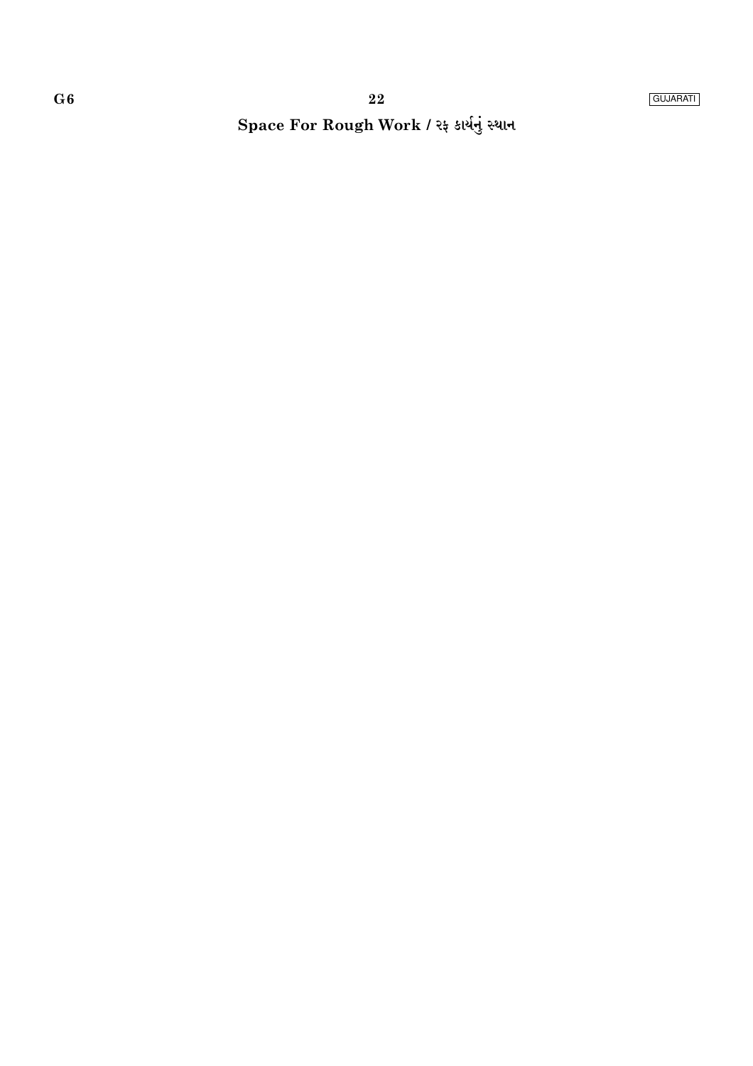**Space For Rough Work / રફ કાર્યનું સ્થાન**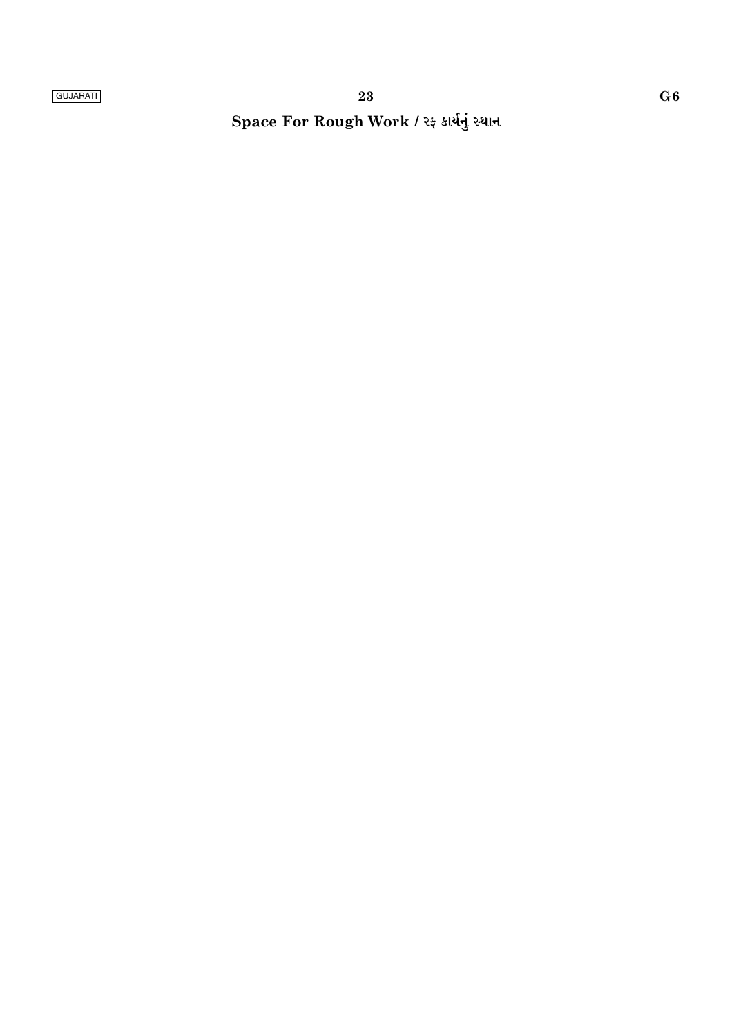**Space For Rough Work / રફ કાર્યનું સ્થાન**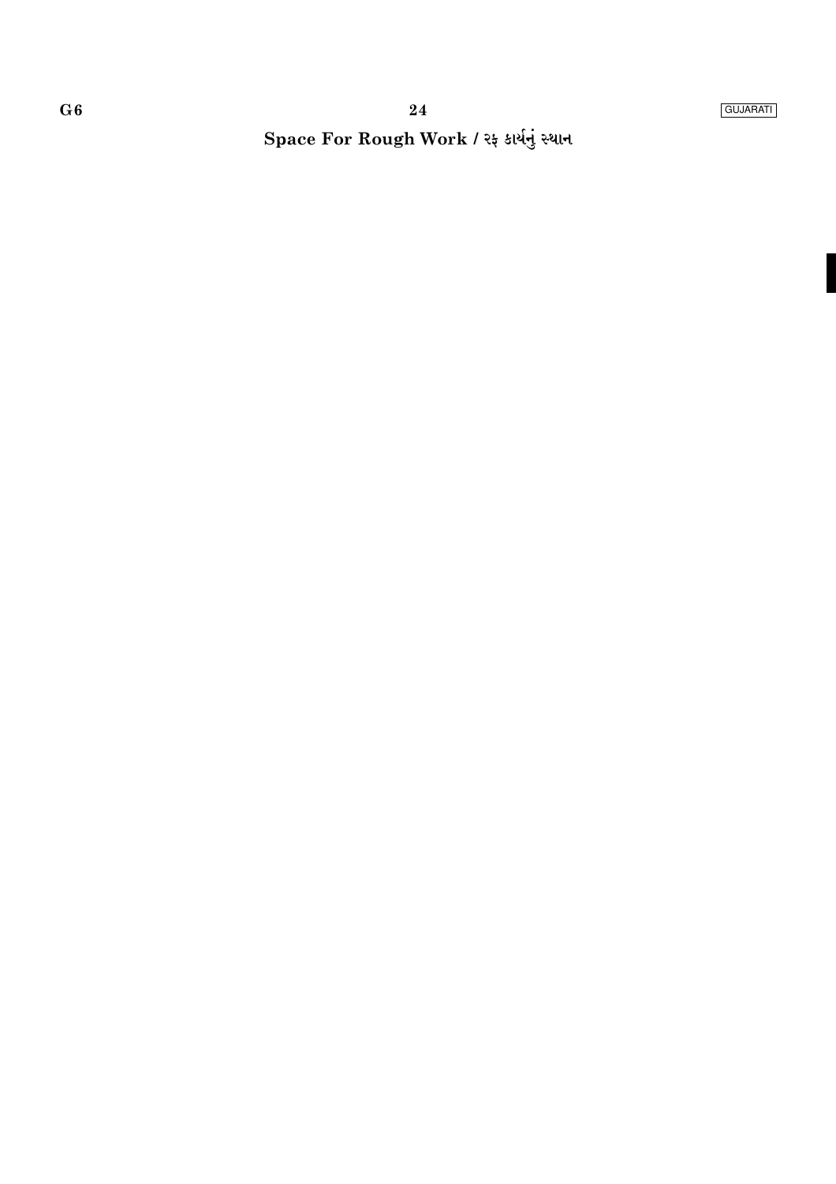**Space For Rough Work / રફ કાર્યનું સ્થાન**